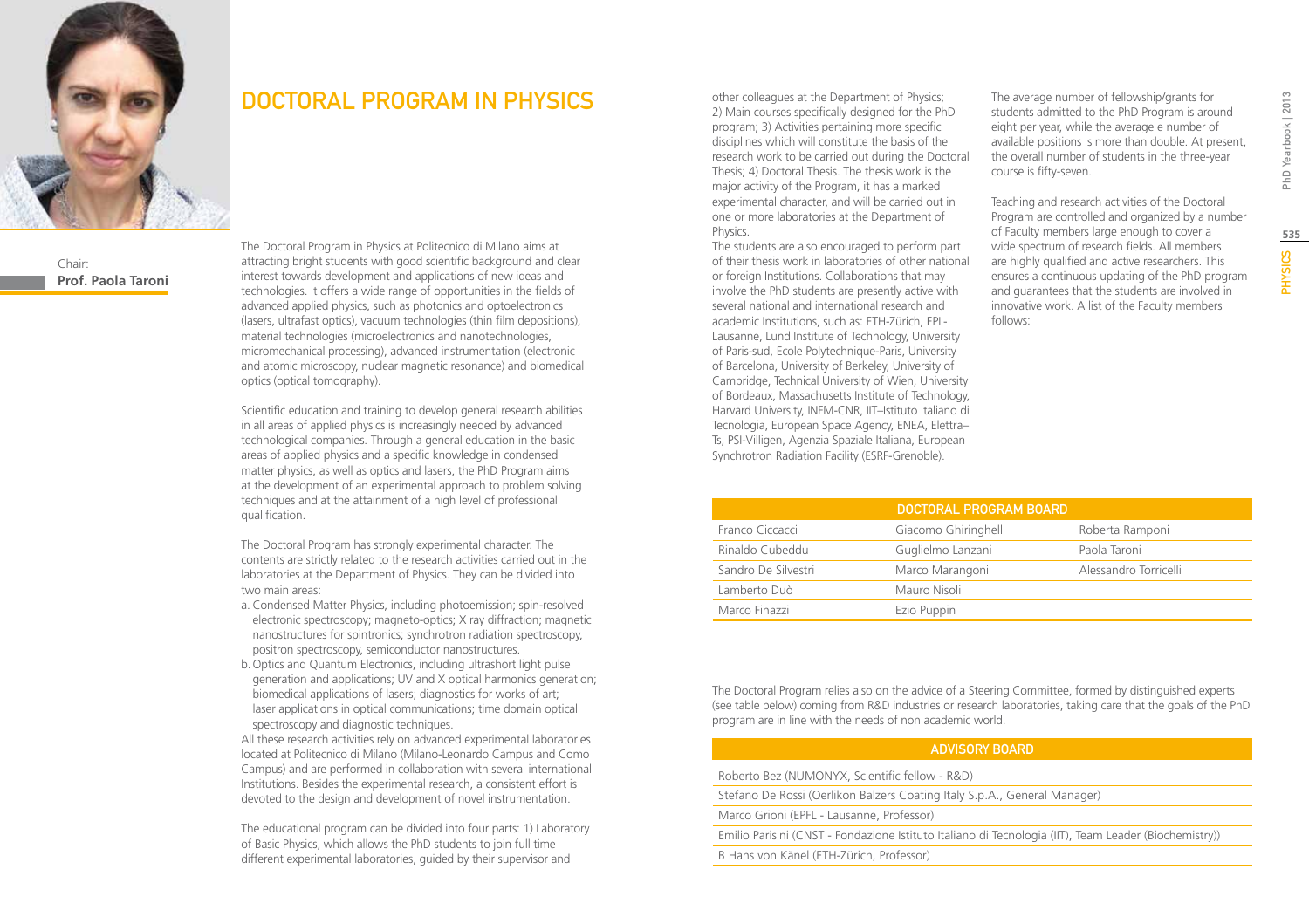# DOCTORAL PROGRAM IN PHYSICS

Chair:
**Prof. Paola Taroni**

The Doctoral Program in Physics at Politecnico di Milano aims at attracting bright students with good scientific background and clear interest towards development and applications of new ideas and technologies. It offers a wide range of opportunities in the fields of advanced applied physics, such as photonics and optoelectronics (lasers, ultrafast optics), vacuum technologies (thin film depositions), material technologies (microelectronics and nanotechnologies, micromechanical processing), advanced instrumentation (electronic and atomic microscopy, nuclear magnetic resonance) and biomedical optics (optical tomography).

Scientific education and training to develop general research abilities in all areas of applied physics is increasingly needed by advanced technological companies. Through a general education in the basic areas of applied physics and a specific knowledge in condensed matter physics, as well as optics and lasers, the PhD Program aims at the development of an experimental approach to problem solving techniques and at the attainment of a high level of professional qualification.

The Doctoral Program has strongly experimental character. The contents are strictly related to the research activities carried out in the laboratories at the Department of Physics. They can be divided into two main areas:

a. Condensed Matter Physics, including photoemission; spin-resolved electronic spectroscopy; magneto-optics; X ray diffraction; magnetic nanostructures for spintronics; synchrotron radiation spectroscopy, positron spectroscopy, semiconductor nanostructures.
b. Optics and Quantum Electronics, including ultrashort light pulse generation and applications; UV and X optical harmonics generation; biomedical applications of lasers; diagnostics for works of art; laser applications in optical communications; time domain optical spectroscopy and diagnostic techniques.

All these research activities rely on advanced experimental laboratories located at Politecnico di Milano (Milano-Leonardo Campus and Como Campus) and are performed in collaboration with several international Institutions. Besides the experimental research, a consistent effort is devoted to the design and development of novel instrumentation.

The educational program can be divided into four parts: 1) Laboratory of Basic Physics, which allows the PhD students to join full time different experimental laboratories, guided by their supervisor and other colleagues at the Department of Physics; 2) Main courses specifically designed for the PhD program; 3) Activities pertaining more specific disciplines which will constitute the basis of the research work to be carried out during the Doctoral Thesis; 4) Doctoral Thesis. The thesis work is the major activity of the Program, it has a marked experimental character, and will be carried out in one or more laboratories at the Department of Physics.

The students are also encouraged to perform part of their thesis work in laboratories of other national or foreign Institutions. Collaborations that may involve the PhD students are presently active with several national and international research and academic Institutions, such as: ETH-Zürich, EPL-Lausanne, Lund Institute of Technology, University of Paris-sud, Ecole Polytechnique-Paris, University of Barcelona, University of Berkeley, University of Cambridge, Technical University of Wien, University of Bordeaux, Massachusetts Institute of Technology, Harvard University, INFM-CNR, IIT–Istituto Italiano di Tecnologia, European Space Agency, ENEA, Elettra–Ts, PSI-Villigen, Agenzia Spaziale Italiana, European Synchrotron Radiation Facility (ESRF-Grenoble).

The average number of fellowship/grants for students admitted to the PhD Program is around eight per year, while the average e number of available positions is more than double. At present, the overall number of students in the three-year course is fifty-seven.

Teaching and research activities of the Doctoral Program are controlled and organized by a number of Faculty members large enough to cover a wide spectrum of research fields. All members are highly qualified and active researchers. This ensures a continuous updating of the PhD program and guarantees that the students are involved in innovative work. A list of the Faculty members follows:

| DOCTORAL PROGRAM BOARD | | |
|---|---|---|
| Franco Ciccacci | Giacomo Ghiringhelli | Roberta Ramponi |
| Rinaldo Cubeddu | Guglielmo Lanzani | Paola Taroni |
| Sandro De Silvestri | Marco Marangoni | Alessandro Torricelli |
| Lamberto Duò | Mauro Nisoli | |
| Marco Finazzi | Ezio Puppin | |

The Doctoral Program relies also on the advice of a Steering Committee, formed by distinguished experts (see table below) coming from R&D industries or research laboratories, taking care that the goals of the PhD program are in line with the needs of non academic world.

| ADVISORY BOARD |
|---|
| Roberto Bez (NUMONYX, Scientific fellow - R&D) |
| Stefano De Rossi (Oerlikon Balzers Coating Italy S.p.A., General Manager) |
| Marco Grioni (EPFL - Lausanne, Professor) |
| Emilio Parisini (CNST - Fondazione Istituto Italiano di Tecnologia (IIT), Team Leader (Biochemistry)) |
| B Hans von Känel (ETH-Zürich, Professor) |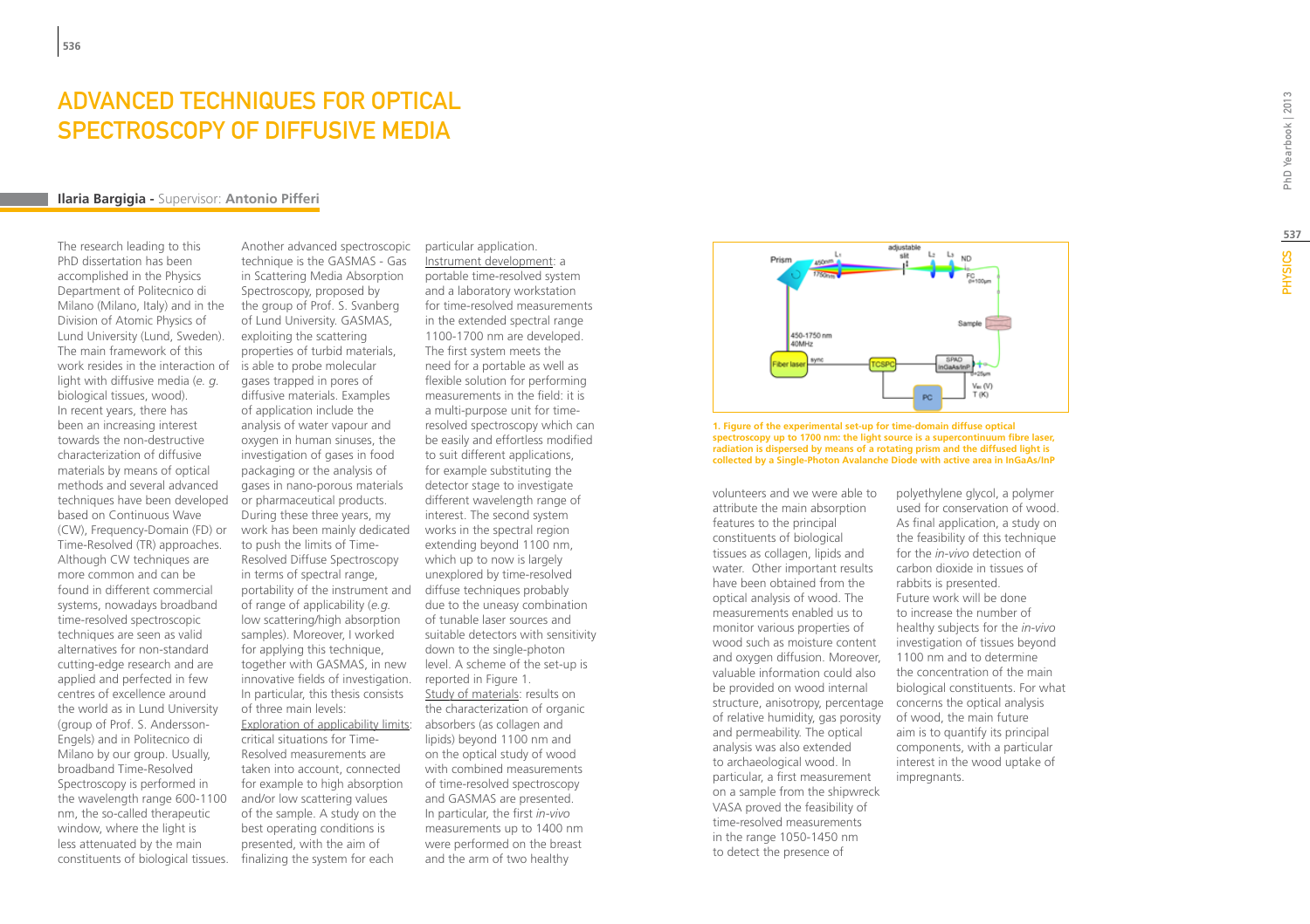# ADVANCED TECHNIQUES FOR OPTICAL SPECTROSCOPY OF DIFFUSIVE MEDIA

**Ilaria Bargigia** - Supervisor: **Antonio Pifferi**

The research leading to this PhD dissertation has been accomplished in the Physics Department of Politecnico di Milano (Milano, Italy) and in the Division of Atomic Physics of Lund University (Lund, Sweden). The main framework of this work resides in the interaction of light with diffusive media (*e. g.* biological tissues, wood). In recent years, there has been an increasing interest towards the non-destructive characterization of diffusive materials by means of optical methods and several advanced techniques have been developed based on Continuous Wave (CW), Frequency-Domain (FD) or Time-Resolved (TR) approaches. Although CW techniques are more common and can be found in different commercial systems, nowadays broadband time-resolved spectroscopic techniques are seen as valid alternatives for non-standard cutting-edge research and are applied and perfected in few centres of excellence around the world as in Lund University (group of Prof. S. Andersson-Engels) and in Politecnico di Milano by our group. Usually, broadband Time-Resolved Spectroscopy is performed in the wavelength range 600-1100 nm, the so-called therapeutic window, where the light is less attenuated by the main constituents of biological tissues.

Another advanced spectroscopic technique is the GASMAS - Gas in Scattering Media Absorption Spectroscopy, proposed by the group of Prof. S. Svanberg of Lund University. GASMAS, exploiting the scattering properties of turbid materials, is able to probe molecular gases trapped in pores of diffusive materials. Examples of application include the analysis of water vapour and oxygen in human sinuses, the investigation of gases in food packaging or the analysis of gases in nano-porous materials or pharmaceutical products. During these three years, my work has been mainly dedicated to push the limits of Time-Resolved Diffuse Spectroscopy in terms of spectral range, portability of the instrument and of range of applicability (*e.g.* low scattering/high absorption samples). Moreover, I worked for applying this technique, together with GASMAS, in new innovative fields of investigation. In particular, this thesis consists of three main levels:

Exploration of applicability limits: critical situations for Time-Resolved measurements are taken into account, connected for example to high absorption and/or low scattering values of the sample. A study on the best operating conditions is presented, with the aim of finalizing the system for each particular application.

Instrument development: a portable time-resolved system and a laboratory workstation for time-resolved measurements in the extended spectral range 1100-1700 nm are developed. The first system meets the need for a portable as well as flexible solution for performing measurements in the field: it is a multi-purpose unit for time-resolved spectroscopy which can be easily and effortless modified to suit different applications, for example substituting the detector stage to investigate different wavelength range of interest. The second system works in the spectral region extending beyond 1100 nm, which up to now is largely unexplored by time-resolved diffuse techniques probably due to the uneasy combination of tunable laser sources and suitable detectors with sensitivity down to the single-photon level. A scheme of the set-up is reported in Figure 1.

Study of materials: results on the characterization of organic absorbers (as collagen and lipids) beyond 1100 nm and on the optical study of wood with combined measurements of time-resolved spectroscopy and GASMAS are presented. In particular, the first *in-vivo* measurements up to 1400 nm were performed on the breast and the arm of two healthy volunteers and we were able to attribute the main absorption features to the principal constituents of biological tissues as collagen, lipids and water. Other important results have been obtained from the optical analysis of wood. The measurements enabled us to monitor various properties of wood such as moisture content and oxygen diffusion. Moreover, valuable information could also be provided on wood internal structure, anisotropy, percentage of relative humidity, gas porosity and permeability. The optical analysis was also extended to archaeological wood. In particular, a first measurement on a sample from the shipwreck VASA proved the feasibility of time-resolved measurements in the range 1050-1450 nm to detect the presence of polyethylene glycol, a polymer used for conservation of wood. As final application, a study on the feasibility of this technique for the *in-vivo* detection of carbon dioxide in tissues of rabbits is presented.

Future work will be done to increase the number of healthy subjects for the *in-vivo* investigation of tissues beyond 1100 nm and to determine the concentration of the main biological constituents. For what concerns the optical analysis of wood, the main future aim is to quantify its principal components, with a particular interest in the wood uptake of impregnants.

**1. Figure of the experimental set-up for time-domain diffuse optical spectroscopy up to 1700 nm: the light source is a supercontinuum fibre laser, radiation is dispersed by means of a rotating prism and the diffused light is collected by a Single-Photon Avalanche Diode with active area in InGaAs/InP**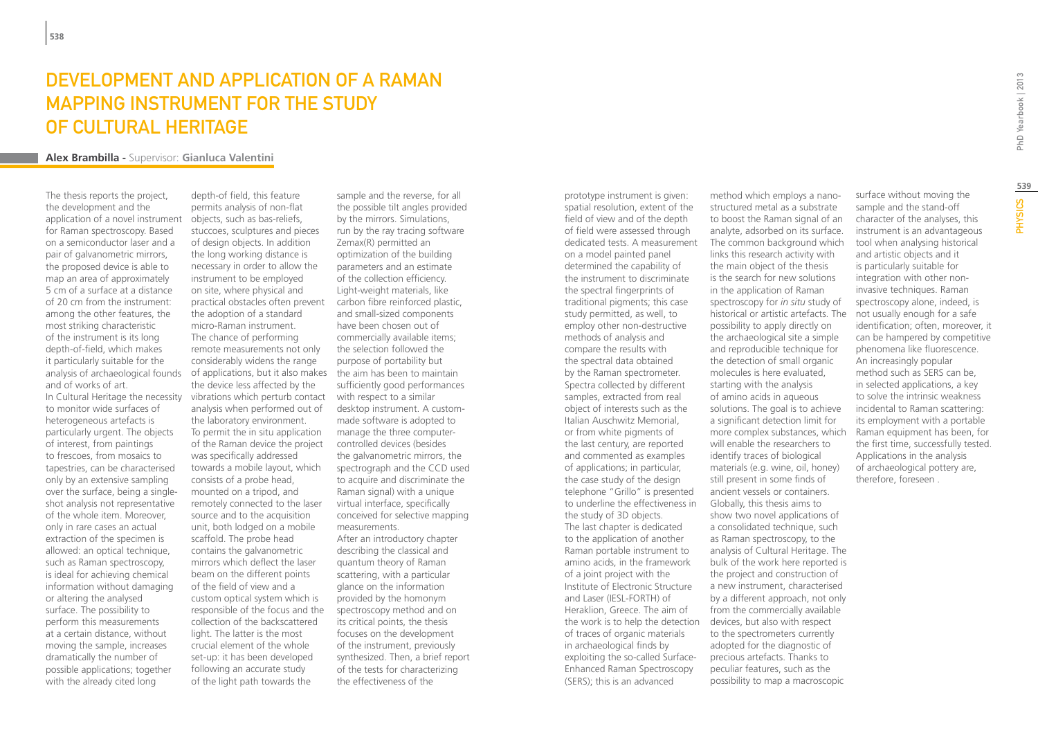# Development and Application of a Raman Mapping Instrument for the Study of Cultural Heritage

**Alex Brambilla** - Supervisor: **Gianluca Valentini**

The thesis reports the project, the development and the application of a novel instrument for Raman spectroscopy. Based on a semiconductor laser and a pair of galvanometric mirrors, the proposed device is able to map an area of approximately 5 cm of a surface at a distance of 20 cm from the instrument: among the other features, the most striking characteristic of the instrument is its long depth-of-field, which makes it particularly suitable for the analysis of archaeological founds and of works of art.

In Cultural Heritage the necessity to monitor wide surfaces of heterogeneous artefacts is particularly urgent. The objects of interest, from paintings to frescoes, from mosaics to tapestries, can be characterised only by an extensive sampling over the surface, being a single-shot analysis not representative of the whole item. Moreover, only in rare cases an actual extraction of the specimen is allowed: an optical technique, such as Raman spectroscopy, is ideal for achieving chemical information without damaging or altering the analysed surface. The possibility to perform this measurements at a certain distance, without moving the sample, increases dramatically the number of possible applications; together with the already cited long depth-of-field, this feature permits analysis of non-flat objects, such as bas-reliefs, stuccoes, sculptures and pieces of design objects. In addition the long working distance is necessary in order to allow the instrument to be employed on site, where physical and practical obstacles often prevent the adoption of a standard micro-Raman instrument. The chance of performing remote measurements not only considerably widens the range of applications, but it also makes the device less affected by the vibrations which perturb contact analysis when performed out of the laboratory environment.

To permit the in situ application of the Raman device the project was specifically addressed towards a mobile layout, which consists of a probe head, mounted on a tripod, and remotely connected to the laser source and to the acquisition unit, both lodged on a mobile scaffold. The probe head contains the galvanometric mirrors which deflect the laser beam on the different points of the field of view and a custom optical system which is responsible of the focus and the collection of the backscattered light. The latter is the most crucial element of the whole set-up: it has been developed following an accurate study of the light path towards the sample and the reverse, for all the possible tilt angles provided by the mirrors. Simulations, run by the ray tracing software Zemax(R) permitted an optimization of the building parameters and an estimate of the collection efficiency. Light-weight materials, like carbon fibre reinforced plastic, and small-sized components have been chosen out of commercially available items; the selection followed the purpose of portability but the aim has been to maintain sufficiently good performances with respect to a similar desktop instrument. A custom-made software is adopted to manage the three computer-controlled devices (besides the galvanometric mirrors, the spectrograph and the CCD used to acquire and discriminate the Raman signal) with a unique virtual interface, specifically conceived for selective mapping measurements.

After an introductory chapter describing the classical and quantum theory of Raman scattering, with a particular glance on the information provided by the homonym spectroscopy method and on its critical points, the thesis focuses on the development of the instrument, previously synthesized. Then, a brief report of the tests for characterizing the effectiveness of the prototype instrument is given: spatial resolution, extent of the field of view and of the depth of field were assessed through dedicated tests. A measurement on a model painted panel determined the capability of the instrument to discriminate the spectral fingerprints of traditional pigments; this case study permitted, as well, to employ other non-destructive methods of analysis and compare the results with the spectral data obtained by the Raman spectrometer. Spectra collected by different samples, extracted from real object of interests such as the Italian Auschwitz Memorial, or from white pigments of the last century, are reported and commented as examples of applications; in particular, the case study of the design telephone "Grillo" is presented to underline the effectiveness in the study of 3D objects.

The last chapter is dedicated to the application of another Raman portable instrument to amino acids, in the framework of a joint project with the Institute of Electronic Structure and Laser (IESL-FORTH) of Heraklion, Greece. The aim of the work is to help the detection of traces of organic materials in archaeological finds by exploiting the so-called Surface-Enhanced Raman Spectroscopy (SERS); this is an advanced method which employs a nano-structured metal as a substrate to boost the Raman signal of an analyte, adsorbed on its surface. The common background which links this research activity with the main object of the thesis is the search for new solutions in the application of Raman spectroscopy for *in situ* study of historical or artistic artefacts. The possibility to apply directly on the archaeological site a simple and reproducible technique for the detection of small organic molecules is here evaluated, starting with the analysis of amino acids in aqueous solutions. The goal is to achieve a significant detection limit for more complex substances, which will enable the researchers to identify traces of biological materials (e.g. wine, oil, honey) still present in some finds of ancient vessels or containers.

Globally, this thesis aims to show two novel applications of a consolidated technique, such as Raman spectroscopy, to the analysis of Cultural Heritage. The bulk of the work here reported is the project and construction of a new instrument, characterised by a different approach, not only from the commercially available devices, but also with respect to the spectrometers currently adopted for the diagnostic of precious artefacts. Thanks to peculiar features, such as the possibility to map a macroscopic surface without moving the sample and the stand-off character of the analyses, this instrument is an advantageous tool when analysing historical and artistic objects and it is particularly suitable for integration with other non-invasive techniques. Raman spectroscopy alone, indeed, is not usually enough for a safe identification; often, moreover, it can be hampered by competitive phenomena like fluorescence. An increasingly popular method such as SERS can be, in selected applications, a key to solve the intrinsic weakness incidental to Raman scattering: its employment with a portable Raman equipment has been, for the first time, successfully tested. Applications in the analysis of archaeological pottery are, therefore, foreseen .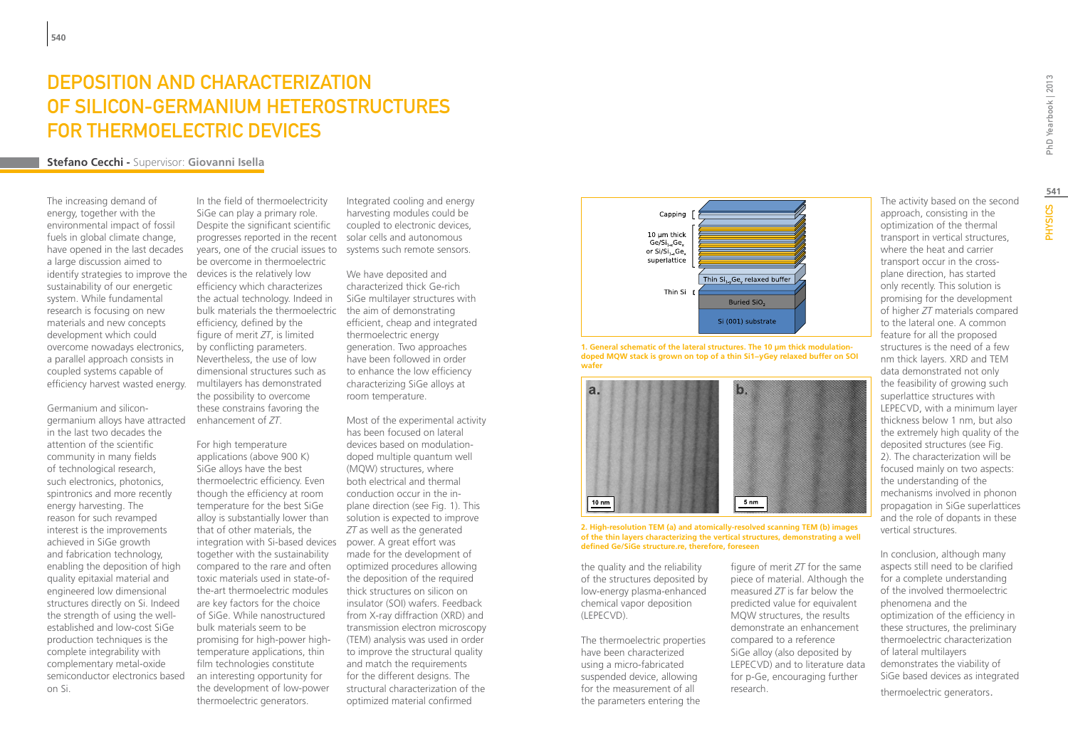# DEPOSITION AND CHARACTERIZATION OF SILICON-GERMANIUM HETEROSTRUCTURES FOR THERMOELECTRIC DEVICES

**Stefano Cecchi -** Supervisor: **Giovanni Isella**

The increasing demand of energy, together with the environmental impact of fossil fuels in global climate change, have opened in the last decades a large discussion aimed to identify strategies to improve the sustainability of our energetic system. While fundamental research is focusing on new materials and new concepts development which could overcome nowadays electronics, a parallel approach consists in coupled systems capable of efficiency harvest wasted energy.

Germanium and silicon-germanium alloys have attracted in the last two decades the attention of the scientific community in many fields of technological research, such electronics, photonics, spintronics and more recently energy harvesting. The reason for such revamped interest is the improvements achieved in SiGe growth and fabrication technology, enabling the deposition of high quality epitaxial material and engineered low dimensional structures directly on Si. Indeed the strength of using the well-established and low-cost SiGe production techniques is the complete integrability with complementary metal-oxide semiconductor electronics based on Si.

In the field of thermoelectricity SiGe can play a primary role. Despite the significant scientific progresses reported in the recent years, one of the crucial issues to be overcome in thermoelectric devices is the relatively low efficiency which characterizes the actual technology. Indeed in bulk materials the thermoelectric efficiency, defined by the figure of merit *ZT*, is limited by conflicting parameters. Nevertheless, the use of low dimensional structures such as multilayers has demonstrated the possibility to overcome these constrains favoring the enhancement of *ZT*.

For high temperature applications (above 900 K) SiGe alloys have the best thermoelectric efficiency. Even though the efficiency at room temperature for the best SiGe alloy is substantially lower than that of other materials, the integration with Si-based devices together with the sustainability compared to the rare and often toxic materials used in state-of-the-art thermoelectric modules are key factors for the choice of SiGe. While nanostructured bulk materials seem to be promising for high-power high-temperature applications, thin film technologies constitute an interesting opportunity for the development of low-power thermoelectric generators.

Integrated cooling and energy harvesting modules could be coupled to electronic devices, solar cells and autonomous systems such remote sensors.

We have deposited and characterized thick Ge-rich SiGe multilayer structures with the aim of demonstrating efficient, cheap and integrated thermoelectric energy generation. Two approaches have been followed in order to enhance the low efficiency characterizing SiGe alloys at room temperature.

Most of the experimental activity has been focused on lateral devices based on modulation-doped multiple quantum well (MQW) structures, where both electrical and thermal conduction occur in the in-plane direction (see Fig. 1). This solution is expected to improve *ZT* as well as the generated power. A great effort was made for the development of optimized procedures allowing the deposition of the required thick structures on silicon on insulator (SOI) wafers. Feedback from X-ray diffraction (XRD) and transmission electron microscopy (TEM) analysis was used in order to improve the structural quality and match the requirements for the different designs. The structural characterization of the optimized material confirmed the quality and the reliability of the structures deposited by low-energy plasma-enhanced chemical vapor deposition (LEPECVD).

**1. General schematic of the lateral structures. The 10 µm thick modulation-doped MQW stack is grown on top of a thin $Si_{1-y}Ge_y$ relaxed buffer on SOI wafer**

**2. High-resolution TEM (a) and atomically-resolved scanning TEM (b) images of the thin layers characterizing the vertical structures, demonstrating a well defined Ge/SiGe structure.re, therefore, foreseen**

The thermoelectric properties have been characterized using a micro-fabricated suspended device, allowing for the measurement of all the parameters entering the figure of merit *ZT* for the same piece of material. Although the measured *ZT* is far below the predicted value for equivalent MQW structures, the results demonstrate an enhancement compared to a reference SiGe alloy (also deposited by LEPECVD) and to literature data for p-Ge, encouraging further research.

The activity based on the second approach, consisting in the optimization of the thermal transport in vertical structures, where the heat and carrier transport occur in the cross-plane direction, has started only recently. This solution is promising for the development of higher *ZT* materials compared to the lateral one. A common feature for all the proposed structures is the need of a few nm thick layers. XRD and TEM data demonstrated not only the feasibility of growing such superlattice structures with LEPECVD, with a minimum layer thickness below 1 nm, but also the extremely high quality of the deposited structures (see Fig. 2). The characterization will be focused mainly on two aspects: the understanding of the mechanisms involved in phonon propagation in SiGe superlattices and the role of dopants in these vertical structures.

In conclusion, although many aspects still need to be clarified for a complete understanding of the involved thermoelectric phenomena and the optimization of the efficiency in these structures, the preliminary thermoelectric characterization of lateral multilayers demonstrates the viability of SiGe based devices as integrated thermoelectric generators.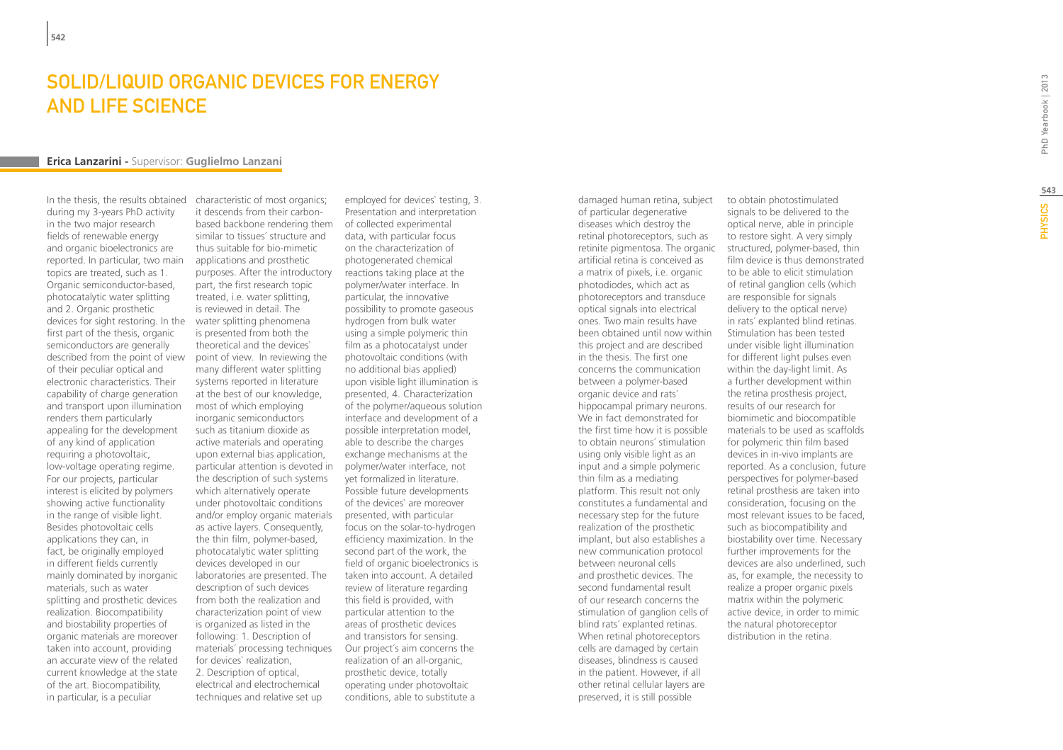# Solid/Liquid Organic Devices for Energy and Life Science

**Erica Lanzarini** - Supervisor: **Guglielmo Lanzani**

In the thesis, the results obtained during my 3-years PhD activity in the two major research fields of renewable energy and organic bioelectronics are reported. In particular, two main topics are treated, such as 1. Organic semiconductor-based, photocatalytic water splitting and 2. Organic prosthetic devices for sight restoring. In the first part of the thesis, organic semiconductors are generally described from the point of view of their peculiar optical and electronic characteristics. Their capability of charge generation and transport upon illumination renders them particularly appealing for the development of any kind of application requiring a photovoltaic, low-voltage operating regime. For our projects, particular interest is elicited by polymers showing active functionality in the range of visible light. Besides photovoltaic cells applications they can, in fact, be originally employed in different fields currently mainly dominated by inorganic materials, such as water splitting and prosthetic devices realization. Biocompatibility and biostability properties of organic materials are moreover taken into account, providing an accurate view of the related current knowledge at the state of the art. Biocompatibility, in particular, is a peculiar characteristic of most organics; it descends from their carbon-based backbone rendering them similar to tissues´ structure and thus suitable for bio-mimetic applications and prosthetic purposes. After the introductory part, the first research topic treated, i.e. water splitting, is reviewed in detail. The water splitting phenomena is presented from both the theoretical and the devices` point of view. In reviewing the many different water splitting systems reported in literature at the best of our knowledge, most of which employing inorganic semiconductors such as titanium dioxide as active materials and operating upon external bias application, particular attention is devoted in the description of such systems which alternatively operate under photovoltaic conditions and/or employ organic materials as active layers. Consequently, the thin film, polymer-based, photocatalytic water splitting devices developed in our laboratories are presented. The description of such devices from both the realization and characterization point of view is organized as listed in the following: 1. Description of materials´ processing techniques for devices` realization, 2. Description of optical, electrical and electrochemical techniques and relative set up employed for devices` testing, 3. Presentation and interpretation of collected experimental data, with particular focus on the characterization of photogenerated chemical reactions taking place at the polymer/water interface. In particular, the innovative possibility to promote gaseous hydrogen from bulk water using a simple polymeric thin film as a photocatalyst under photovoltaic conditions (with no additional bias applied) upon visible light illumination is presented, 4. Characterization of the polymer/aqueous solution interface and development of a possible interpretation model, able to describe the charges exchange mechanisms at the polymer/water interface, not yet formalized in literature. Possible future developments of the devices` are moreover presented, with particular focus on the solar-to-hydrogen efficiency maximization. In the second part of the work, the field of organic bioelectronics is taken into account. A detailed review of literature regarding this field is provided, with particular attention to the areas of prosthetic devices and transistors for sensing. Our project´s aim concerns the realization of an all-organic, prosthetic device, totally operating under photovoltaic conditions, able to substitute a damaged human retina, subject of particular degenerative diseases which destroy the retinal photoreceptors, such as retinite pigmentosa. The organic artificial retina is conceived as a matrix of pixels, i.e. organic photodiodes, which act as photoreceptors and transduce optical signals into electrical ones. Two main results have been obtained until now within this project and are described in the thesis. The first one concerns the communication between a polymer-based organic device and rats´ hippocampal primary neurons. We in fact demonstrated for the first time how it is possible to obtain neurons´ stimulation using only visible light as an input and a simple polymeric thin film as a mediating platform. This result not only constitutes a fundamental and necessary step for the future realization of the prosthetic implant, but also establishes a new communication protocol between neuronal cells and prosthetic devices. The second fundamental result of our research concerns the stimulation of ganglion cells of blind rats´ explanted retinas. When retinal photoreceptors cells are damaged by certain diseases, blindness is caused in the patient. However, if all other retinal cellular layers are preserved, it is still possible to obtain photostimulated signals to be delivered to the optical nerve, able in principle to restore sight. A very simply structured, polymer-based, thin film device is thus demonstrated to be able to elicit stimulation of retinal ganglion cells (which are responsible for signals delivery to the optical nerve) in rats´ explanted blind retinas. Stimulation has been tested under visible light illumination for different light pulses even within the day-light limit. As a further development within the retina prosthesis project, results of our research for biomimetic and biocompatible materials to be used as scaffolds for polymeric thin film based devices in in-vivo implants are reported. As a conclusion, future perspectives for polymer-based retinal prosthesis are taken into consideration, focusing on the most relevant issues to be faced, such as biocompatibility and biostability over time. Necessary further improvements for the devices are also underlined, such as, for example, the necessity to realize a proper organic pixels matrix within the polymeric active device, in order to mimic the natural photoreceptor distribution in the retina.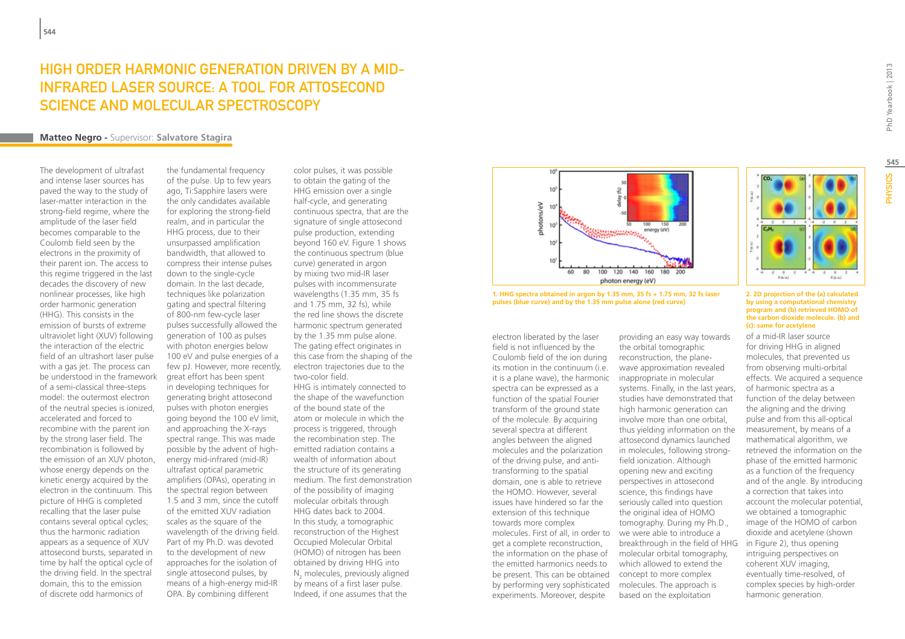# HIGH ORDER HARMONIC GENERATION DRIVEN BY A MID-INFRARED LASER SOURCE: A TOOL FOR ATTOSECOND SCIENCE AND MOLECULAR SPECTROSCOPY

**Matteo Negro** - Supervisor: **Salvatore Stagira**

The development of ultrafast and intense laser sources has paved the way to the study of laser-matter interaction in the strong-field regime, where the amplitude of the laser field becomes comparable to the Coulomb field seen by the electrons in the proximity of their parent ion. The access to this regime triggered in the last decades the discovery of new nonlinear processes, like high order harmonic generation (HHG). This consists in the emission of bursts of extreme ultraviolet light (XUV) following the interaction of the electric field of an ultrashort laser pulse with a gas jet. The process can be understood in the framework of a semi-classical three-steps model: the outermost electron of the neutral species is ionized, accelerated and forced to recombine with the parent ion by the strong laser field. The recombination is followed by the emission of an XUV photon, whose energy depends on the kinetic energy acquired by the electron in the continuum. This picture of HHG is completed recalling that the laser pulse contains several optical cycles; thus the harmonic radiation appears as a sequence of XUV attosecond bursts, separated in time by half the optical cycle of the driving field. In the spectral domain, this to the emission of discrete odd harmonics of the fundamental frequency of the pulse. Up to few years ago, Ti:Sapphire lasers were the only candidates available for exploring the strong-field realm, and in particular the HHG process, due to their unsurpassed amplification bandwidth, that allowed to compress their intense pulses down to the single-cycle domain. In the last decade, techniques like polarization gating and spectral filtering of 800-nm few-cycle laser pulses successfully allowed the generation of 100 as pulses with photon energies below 100 eV and pulse energies of a few pJ. However, more recently, great effort has been spent in developing techniques for generating bright attosecond pulses with photon energies going beyond the 100 eV limit, and approaching the X-rays spectral range. This was made possible by the advent of high-energy mid-infrared (mid-IR) ultrafast optical parametric amplifiers (OPAs), operating in the spectral region between 1.5 and 3 mm, since the cutoff of the emitted XUV radiation scales as the square of the wavelength of the driving field. Part of my Ph.D. was devoted to the development of new approaches for the isolation of single attosecond pulses, by means of a high-energy mid-IR OPA. By combining different color pulses, it was possible to obtain the gating of the HHG emission over a single half-cycle, and generating continuous spectra, that are the signature of single attosecond pulse production, extending beyond 160 eV. Figure 1 shows the continuous spectrum (blue curve) generated in argon by mixing two mid-IR laser pulses with incommensurate wavelengths (1.35 mm, 35 fs and 1.75 mm, 32 fs), while the red line shows the discrete harmonic spectrum generated by the 1.35 mm pulse alone. The gating effect originates in this case from the shaping of the electron trajectories due to the two-color field.

HHG is intimately connected to the shape of the wavefunction of the bound state of the atom or molecule in which the process is triggered, through the recombination step. The emitted radiation contains a wealth of information about the structure of its generating medium. The first demonstration of the possibility of imaging molecular orbitals through HHG dates back to 2004. In this study, a tomographic reconstruction of the Highest Occupied Molecular Orbital (HOMO) of nitrogen has been obtained by driving HHG into $N_2$ molecules, previously aligned by means of a first laser pulse. Indeed, if one assumes that the electron liberated by the laser field is not influenced by the Coulomb field of the ion during its motion in the continuum (i.e. it is a plane wave), the harmonic spectra can be expressed as a function of the spatial Fourier transform of the ground state of the molecule. By acquiring several spectra at different angles between the aligned molecules and the polarization of the driving pulse, and anti-transforming to the spatial domain, one is able to retrieve the HOMO. However, several issues have hindered so far the extension of this technique towards more complex molecules. First of all, in order to get a complete reconstruction, the information on the phase of the emitted harmonics needs to be present. This can be obtained by performing very sophisticated experiments. Moreover, despite providing an easy way towards the orbital tomographic reconstruction, the plane-wave approximation revealed inappropriate in molecular systems. Finally, in the last years, studies have demonstrated that high harmonic generation can involve more than one orbital, thus yielding information on the attosecond dynamics launched in molecules, following strong-field ionization. Although opening new and exciting perspectives in attosecond science, this findings have seriously called into question the original idea of HOMO tomography. During my Ph.D., we were able to introduce a breakthrough in the field of HHG molecular orbital tomography, which allowed to extend the concept to more complex molecules. The approach is based on the exploitation of a mid-IR laser source for driving HHG in aligned molecules, that prevented us from observing multi-orbital effects. We acquired a sequence of harmonic spectra as a function of the delay between the aligning and the driving pulse and from this all-optical measurement, by means of a mathematical algorithm, we retrieved the information on the phase of the emitted harmonic as a function of the frequency and of the angle. By introducing a correction that takes into account the molecular potential, we obtained a tomographic image of the HOMO of carbon dioxide and acetylene (shown in Figure 2), thus opening intriguing perspectives on coherent XUV imaging, eventually time-resolved, of complex species by high-order harmonic generation.

**1. HHG spectra obtained in argon by 1.35 mm, 35 fs + 1.75 mm, 32 fs laser pulses (blue curve) and by the 1.35 mm pulse alone (red curve)**

**2. 2D projection of the (a) calculated by using a computational chemistry program and (b) retrieved HOMO of the carbon dioxide molecule. (b) and (c): same for acetylene**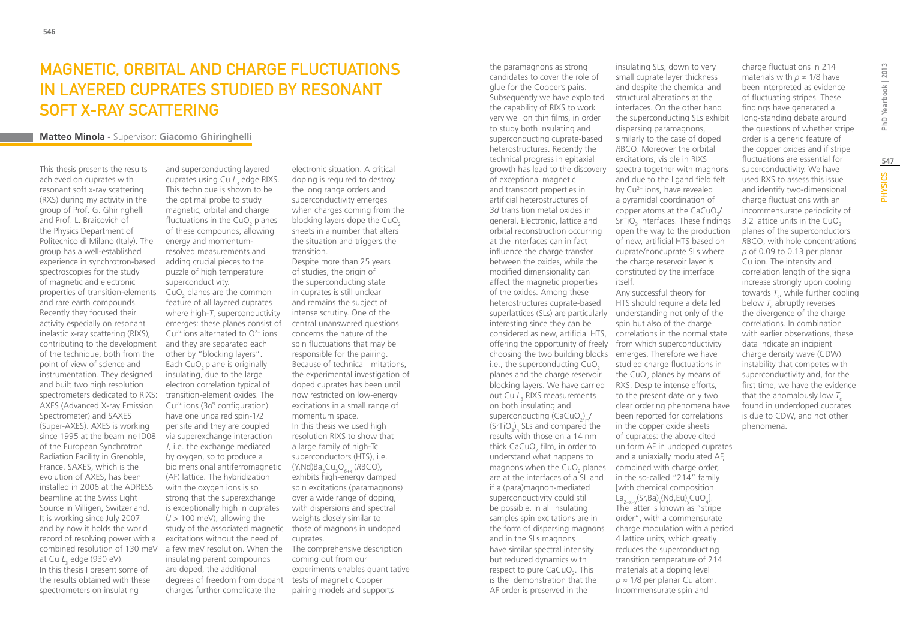# Magnetic, orbital and charge fluctuations in layered cuprates studied by resonant soft x-ray scattering

**Matteo Minola** - Supervisor: **Giacomo Ghiringhelli**

This thesis presents the results achieved on cuprates with resonant soft x-ray scattering (RXS) during my activity in the group of Prof. G. Ghiringhelli and Prof. L. Braicovich of the Physics Department of Politecnico di Milano (Italy). The group has a well-established experience in synchrotron-based spectroscopies for the study of magnetic and electronic properties of transition-elements and rare earth compounds. Recently they focused their activity especially on resonant inelastic x-ray scattering (RIXS), contributing to the development of the technique, both from the point of view of science and instrumentation. They designed and built two high resolution spectrometers dedicated to RIXS: AXES (Advanced X-ray Emission Spectrometer) and SAXES (Super-AXES). AXES is working since 1995 at the beamline ID08 of the European Synchrotron Radiation Facility in Grenoble, France. SAXES, which is the evolution of AXES, has been installed in 2006 at the ADRESS beamline at the Swiss Light Source in Villigen, Switzerland. It is working since July 2007 and by now it holds the world record of resolving power with a combined resolution of 130 meV at Cu $L_3$ edge (930 eV).

In this thesis I present some of the results obtained with these spectrometers on insulating and superconducting layered cuprates using Cu $L_3$ edge RIXS. This technique is shown to be the optimal probe to study magnetic, orbital and charge fluctuations in the $CuO_2$ planes of these compounds, allowing energy and momentum-resolved measurements and adding crucial pieces to the puzzle of high temperature superconductivity.

$CuO_2$ planes are the common feature of all layered cuprates where high-$T_c$ superconductivity emerges: these planes consist of $Cu^{2+}$ ions alternated to $O^{2-}$ ions and they are separated each other by "blocking layers". Each $CuO_2$ plane is originally insulating, due to the large electron correlation typical of transition-element oxides. The $Cu^{2+}$ ions ($3d^9$ configuration) have one unpaired spin-1/2 per site and they are coupled via superexchange interaction $J$, i.e. the exchange mediated by oxygen, so to produce a bidimensional antiferromagnetic (AF) lattice. The hybridization with the oxygen ions is so strong that the superexchange is exceptionally high in cuprates ($J > 100$ meV), allowing the study of the associated magnetic excitations without the need of a few meV resolution. When the insulating parent compounds are doped, the additional degrees of freedom from dopant charges further complicate the electronic situation. A critical doping is required to destroy the long range orders and superconductivity emerges when charges coming from the blocking layers dope the $CuO_2$ sheets in a number that alters the situation and triggers the transition.

Despite more than 25 years of studies, the origin of the superconducting state in cuprates is still unclear and remains the subject of intense scrutiny. One of the central unanswered questions concerns the nature of the spin fluctuations that may be responsible for the pairing. Because of technical limitations, the experimental investigation of doped cuprates has been until now restricted on low-energy excitations in a small range of momentum space.

In this thesis we used high resolution RIXS to show that a large family of high-Tc superconductors (HTS), i.e. (Y,Nd)$Ba_2Cu_3O_{6+x}$ (*R*BCO), exhibits high-energy damped spin excitations (paramagnons) over a wide range of doping, with dispersions and spectral weights closely similar to those of magnons in undoped cuprates.

The comprehensive description coming out from our experiments enables quantitative tests of magnetic Cooper pairing models and supports the paramagnons as strong candidates to cover the role of glue for the Cooper's pairs.

Subsequently we have exploited the capability of RIXS to work very well on thin films, in order to study both insulating and superconducting cuprate-based heterostructures. Recently the technical progress in epitaxial growth has lead to the discovery of exceptional magnetic and transport properties in artificial heterostructures of 3*d* transition metal oxides in general. Electronic, lattice and orbital reconstruction occurring at the interfaces can in fact influence the charge transfer between the oxides, while the modified dimensionality can affect the magnetic properties of the oxides. Among these heterostructures cuprate-based superlattices (SLs) are particularly interesting since they can be considered as new, artificial HTS, offering the opportunity of freely choosing the two building blocks i.e., the superconducting $CuO_2$ planes and the charge reservoir blocking layers. We have carried out Cu $L_3$ RIXS measurements on both insulating and superconducting $(CaCuO_2)_m/(SrTiO_3)_n$ SLs and compared the results with those on a 14 nm thick $CaCuO_2$ film, in order to understand what happens to magnons when the $CuO_2$ planes are at the interfaces of a SL and if a (para)magnon-mediated superconductivity could still be possible. In all insulating samples spin excitations are in the form of dispersing magnons and in the SLs magnons have similar spectral intensity but reduced dynamics with respect to pure $CaCuO_2$. This is the demonstration that the AF order is preserved in the insulating SLs, down to very small cuprate layer thickness and despite the chemical and structural alterations at the interfaces. On the other hand the superconducting SLs exhibit dispersing paramagnons, similarly to the case of doped *R*BCO. Moreover the orbital excitations, visible in RIXS spectra together with magnons and due to the ligand field felt by $Cu^{2+}$ ions, have revealed a pyramidal coordination of copper atoms at the $CaCuO_2/SrTiO_3$ interfaces. These findings open the way to the production of new, artificial HTS based on cuprate/noncuprate SLs where the charge reservoir layer is constituted by the interface itself.

Any successful theory for HTS should require a detailed understanding not only of the spin but also of the charge correlations in the normal state from which superconductivity emerges. Therefore we have studied charge fluctuations in the $CuO_2$ planes by means of RXS. Despite intense efforts, to the present date only two clear ordering phenomena have been reported for correlations in the copper oxide sheets of cuprates: the above cited uniform AF in undoped cuprates and a uniaxially modulated AF, combined with charge order, in the so-called "214" family [with chemical composition $La_{2-x-y}(Sr,Ba)_x(Nd,Eu)_yCuO_4$]. The latter is known as "stripe order", with a commensurate charge modulation with a period 4 lattice units, which greatly reduces the superconducting transition temperature of 214 materials at a doping level $p \approx 1/8$ per planar Cu atom. Incommensurate spin and charge fluctuations in 214 materials with $p \neq 1/8$ have been interpreted as evidence of fluctuating stripes. These findings have generated a long-standing debate around the questions of whether stripe order is a generic feature of the copper oxides and if stripe fluctuations are essential for superconductivity. We have used RXS to assess this issue and identify two-dimensional charge fluctuations with an incommensurate periodicity of 3.2 lattice units in the $CuO_2$ planes of the superconductors *R*BCO, with hole concentrations $p$ of 0.09 to 0.13 per planar Cu ion. The intensity and correlation length of the signal increase strongly upon cooling towards $T_c$, while further cooling below $T_c$ abruptly reverses the divergence of the charge correlations. In combination with earlier observations, these data indicate an incipient charge density wave (CDW) instability that competes with superconductivity and, for the first time, we have the evidence that the anomalously low $T_c$ found in underdoped cuprates is due to CDW, and not other phenomena.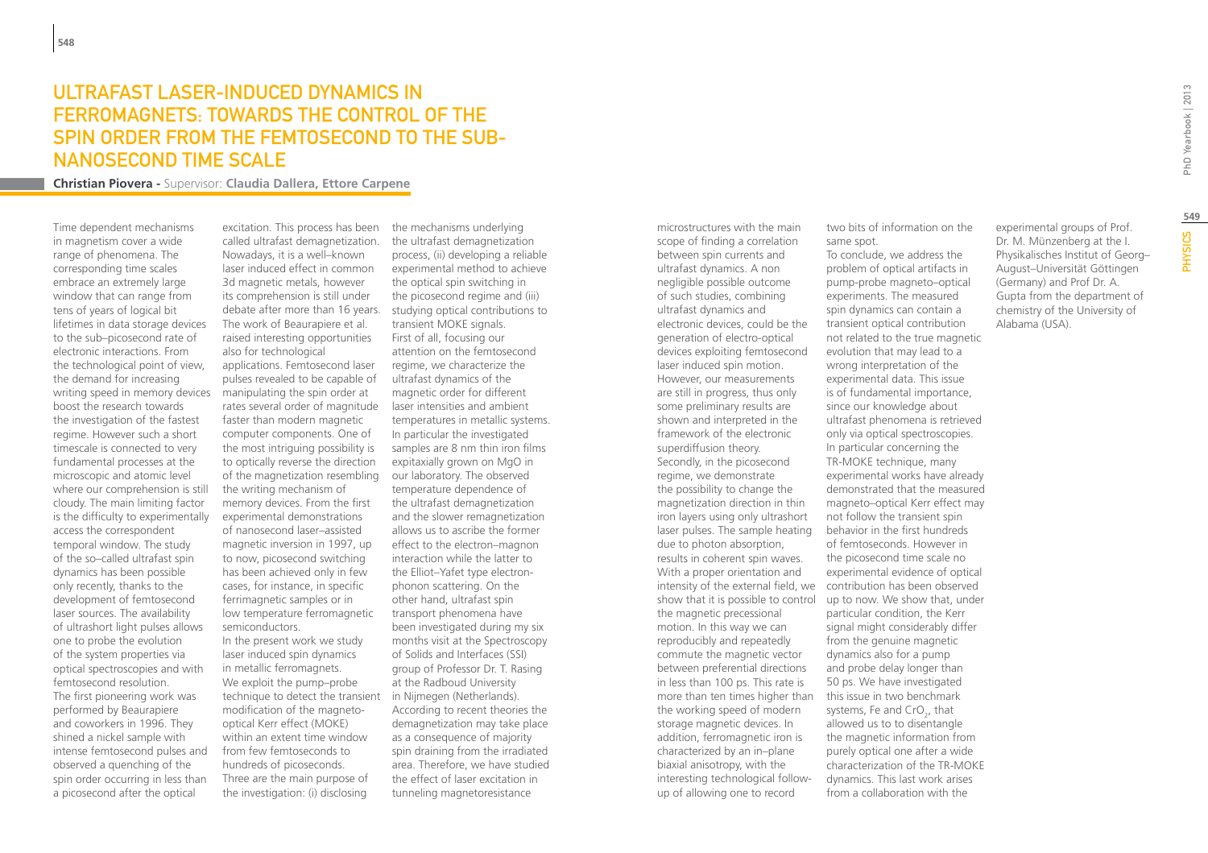# ULTRAFAST LASER-INDUCED DYNAMICS IN FERROMAGNETS: TOWARDS THE CONTROL OF THE SPIN ORDER FROM THE FEMTOSECOND TO THE SUB-NANOSECOND TIME SCALE

**Christian Piovera -** Supervisor: **Claudia Dallera, Ettore Carpene**

Time dependent mechanisms in magnetism cover a wide range of phenomena. The corresponding time scales embrace an extremely large window that can range from tens of years of logical bit lifetimes in data storage devices to the sub–picosecond rate of electronic interactions. From the technological point of view, the demand for increasing writing speed in memory devices boost the research towards the investigation of the fastest regime. However such a short timescale is connected to very fundamental processes at the microscopic and atomic level where our comprehension is still cloudy. The main limiting factor is the difficulty to experimentally access the correspondent temporal window. The study of the so–called ultrafast spin dynamics has been possible only recently, thanks to the development of femtosecond laser sources. The availability of ultrashort light pulses allows one to probe the evolution of the system properties via optical spectroscopies and with femtosecond resolution.
The first pioneering work was performed by Beaurapiere and coworkers in 1996. They shined a nickel sample with intense femtosecond pulses and observed a quenching of the spin order occurring in less than a picosecond after the optical excitation. This process has been called ultrafast demagnetization. Nowadays, it is a well–known laser induced effect in common 3d magnetic metals, however its comprehension is still under debate after more than 16 years. The work of Beaurapiere et al. raised interesting opportunities also for technological applications. Femtosecond laser pulses revealed to be capable of manipulating the spin order at rates several order of magnitude faster than modern magnetic computer components. One of the most intriguing possibility is to optically reverse the direction of the magnetization resembling the writing mechanism of memory devices. From the first experimental demonstrations of nanosecond laser–assisted magnetic inversion in 1997, up to now, picosecond switching has been achieved only in few cases, for instance, in specific ferrimagnetic samples or in low temperature ferromagnetic semiconductors.
In the present work we study laser induced spin dynamics in metallic ferromagnets. We exploit the pump–probe technique to detect the transient modification of the magneto-optical Kerr effect (MOKE) within an extent time window from few femtoseconds to hundreds of picoseconds.
Three are the main purpose of the investigation: (i) disclosing the mechanisms underlying the ultrafast demagnetization process, (ii) developing a reliable experimental method to achieve the optical spin switching in the picosecond regime and (iii) studying optical contributions to transient MOKE signals.
First of all, focusing our attention on the femtosecond regime, we characterize the ultrafast dynamics of the magnetic order for different laser intensities and ambient temperatures in metallic systems. In particular the investigated samples are 8 nm thin iron films expitaxially grown on MgO in our laboratory. The observed temperature dependence of the ultrafast demagnetization and the slower remagnetization allows us to ascribe the former effect to the electron–magnon interaction while the latter to the Elliot–Yafet type electron-phonon scattering. On the other hand, ultrafast spin transport phenomena have been investigated during my six months visit at the Spectroscopy of Solids and Interfaces (SSI) group of Professor Dr. T. Rasing at the Radboud University in Nijmegen (Netherlands). According to recent theories the demagnetization may take place as a consequence of majority spin draining from the irradiated area. Therefore, we have studied the effect of laser excitation in tunneling magnetoresistance microstructures with the main scope of finding a correlation between spin currents and ultrafast dynamics. A non negligible possible outcome of such studies, combining ultrafast dynamics and electronic devices, could be the generation of electro-optical devices exploiting femtosecond laser induced spin motion. However, our measurements are still in progress, thus only some preliminary results are shown and interpreted in the framework of the electronic superdiffusion theory.
Secondly, in the picosecond regime, we demonstrate the possibility to change the magnetization direction in thin iron layers using only ultrashort laser pulses. The sample heating due to photon absorption, results in coherent spin waves. With a proper orientation and intensity of the external field, we show that it is possible to control the magnetic precessional motion. In this way we can reproducibly and repeatedly commute the magnetic vector between preferential directions in less than 100 ps. This rate is more than ten times higher than the working speed of modern storage magnetic devices. In addition, ferromagnetic iron is characterized by an in–plane biaxial anisotropy, with the interesting technological follow-up of allowing one to record two bits of information on the same spot.
To conclude, we address the problem of optical artifacts in pump-probe magneto–optical experiments. The measured spin dynamics can contain a transient optical contribution not related to the true magnetic evolution that may lead to a wrong interpretation of the experimental data. This issue is of fundamental importance, since our knowledge about ultrafast phenomena is retrieved only via optical spectroscopies. In particular concerning the TR-MOKE technique, many experimental works have already demonstrated that the measured magneto–optical Kerr effect may not follow the transient spin behavior in the first hundreds of femtoseconds. However in the picosecond time scale no experimental evidence of optical contribution has been observed up to now. We show that, under particular condition, the Kerr signal might considerably differ from the genuine magnetic dynamics also for a pump and probe delay longer than 50 ps. We have investigated this issue in two benchmark systems, Fe and $CrO_2$, that allowed us to to disentangle the magnetic information from purely optical one after a wide characterization of the TR-MOKE dynamics. This last work arises from a collaboration with the experimental groups of Prof. Dr. M. Münzenberg at the I. Physikalisches Institut of Georg–August–Universität Göttingen (Germany) and Prof Dr. A. Gupta from the department of chemistry of the University of Alabama (USA).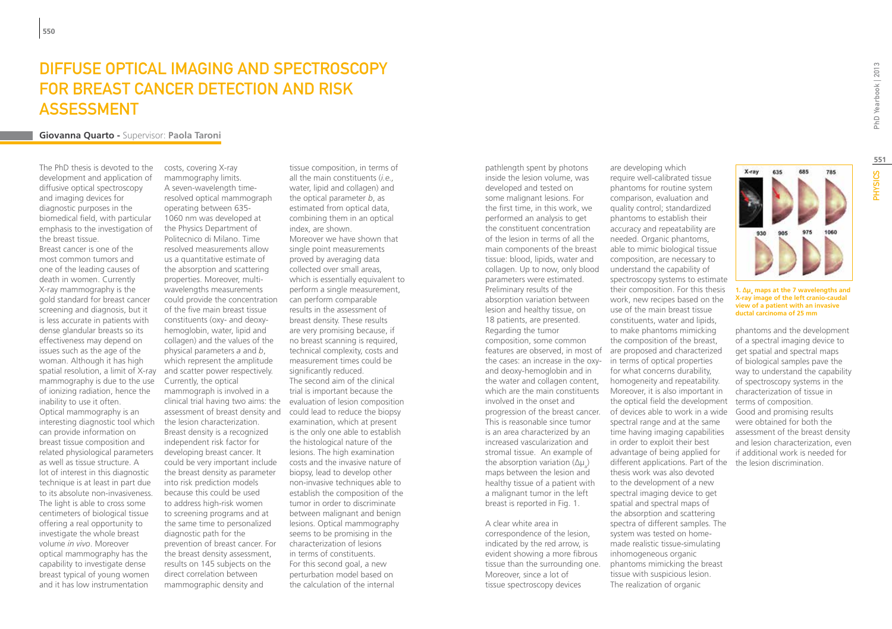# Diffuse Optical Imaging and Spectroscopy for Breast Cancer Detection and Risk Assessment

**Giovanna Quarto** - Supervisor: **Paola Taroni**

The PhD thesis is devoted to the development and application of diffusive optical spectroscopy and imaging devices for diagnostic purposes in the biomedical field, with particular emphasis to the investigation of the breast tissue.

Breast cancer is one of the most common tumors and one of the leading causes of death in women. Currently X-ray mammography is the gold standard for breast cancer screening and diagnosis, but it is less accurate in patients with dense glandular breasts so its effectiveness may depend on issues such as the age of the woman. Although it has high spatial resolution, a limit of X-ray mammography is due to the use of ionizing radiation, hence the inability to use it often.

Optical mammography is an interesting diagnostic tool which can provide information on breast tissue composition and related physiological parameters as well as tissue structure. A lot of interest in this diagnostic technique is at least in part due to its absolute non-invasiveness. The light is able to cross some centimeters of biological tissue offering a real opportunity to investigate the whole breast volume *in vivo*. Moreover optical mammography has the capability to investigate dense breast typical of young women and it has low instrumentation costs, covering X-ray mammography limits.

A seven-wavelength time-resolved optical mammograph operating between 635-1060 nm was developed at the Physics Department of Politecnico di Milano. Time resolved measurements allow us a quantitative estimate of the absorption and scattering properties. Moreover, multi-wavelengths measurements could provide the concentration of the five main breast tissue constituents (oxy- and deoxy-hemoglobin, water, lipid and collagen) and the values of the physical parameters *a* and *b*, which represent the amplitude and scatter power respectively.

Currently, the optical mammograph is involved in a clinical trial having two aims: the assessment of breast density and the lesion characterization. Breast density is a recognized independent risk factor for developing breast cancer. It could be very important include the breast density as parameter into risk prediction models because this could be used to address high-risk women to screening programs and at the same time to personalized diagnostic path for the prevention of breast cancer. For the breast density assessment, results on 145 subjects on the direct correlation between mammographic density and tissue composition, in terms of all the main constituents (*i.e.*, water, lipid and collagen) and the optical parameter *b*, as estimated from optical data, combining them in an optical index, are shown.

Moreover we have shown that single point measurements proved by averaging data collected over small areas, which is essentially equivalent to perform a single measurement, can perform comparable results in the assessment of breast density. These results are very promising because, if no breast scanning is required, technical complexity, costs and measurement times could be significantly reduced.

The second aim of the clinical trial is important because the evaluation of lesion composition could lead to reduce the biopsy examination, which at present is the only one able to establish the histological nature of the lesions. The high examination costs and the invasive nature of biopsy, lead to develop other non-invasive techniques able to establish the composition of the tumor in order to discriminate between malignant and benign lesions. Optical mammography seems to be promising in the characterization of lesions in terms of constituents.

For this second goal, a new perturbation model based on the calculation of the internal pathlength spent by photons inside the lesion volume, was developed and tested on some malignant lesions. For the first time, in this work, we performed an analysis to get the constituent concentration of the lesion in terms of all the main components of the breast tissue: blood, lipids, water and collagen. Up to now, only blood parameters were estimated. Preliminary results of the absorption variation between lesion and healthy tissue, on 18 patients, are presented.

Regarding the tumor composition, some common features are observed, in most of the cases: an increase in the oxy- and deoxy-hemoglobin and in the water and collagen content, which are the main constituents involved in the onset and progression of the breast cancer. This is reasonable since tumor is an area characterized by an increased vascularization and stromal tissue. An example of the absorption variation ($\Delta\mu_a$) maps between the lesion and healthy tissue of a patient with a malignant tumor in the left breast is reported in Fig. 1.

A clear white area in correspondence of the lesion, indicated by the red arrow, is evident showing a more fibrous tissue than the surrounding one.

Moreover, since a lot of tissue spectroscopy devices are developing which require well-calibrated tissue phantoms for routine system comparison, evaluation and quality control; standardized phantoms to establish their accuracy and repeatability are needed. Organic phantoms, able to mimic biological tissue composition, are necessary to understand the capability of spectroscopy systems to estimate their composition. For this thesis work, new recipes based on the use of the main breast tissue constituents, water and lipids, to make phantoms mimicking the composition of the breast, are proposed and characterized in terms of optical properties for what concerns durability, homogeneity and repeatability. Moreover, it is also important in the optical field the development of devices able to work in a wide spectral range and at the same time having imaging capabilities in order to exploit their best advantage of being applied for different applications. Part of the thesis work was also devoted to the development of a new spectral imaging device to get spatial and spectral maps of the absorption and scattering spectra of different samples. The system was tested on home-made realistic tissue-simulating inhomogeneous organic phantoms mimicking the breast tissue with suspicious lesion.

**1. $\Delta\mu_a$ maps at the 7 wavelengths and X-ray image of the left cranio-caudal view of a patient with an invasive ductal carcinoma of 25 mm**

The realization of organic phantoms and the development of a spectral imaging device to get spatial and spectral maps of biological samples pave the way to understand the capability of spectroscopy systems in the characterization of tissue in terms of composition.

Good and promising results were obtained for both the assessment of the breast density and lesion characterization, even if additional work is needed for the lesion discrimination.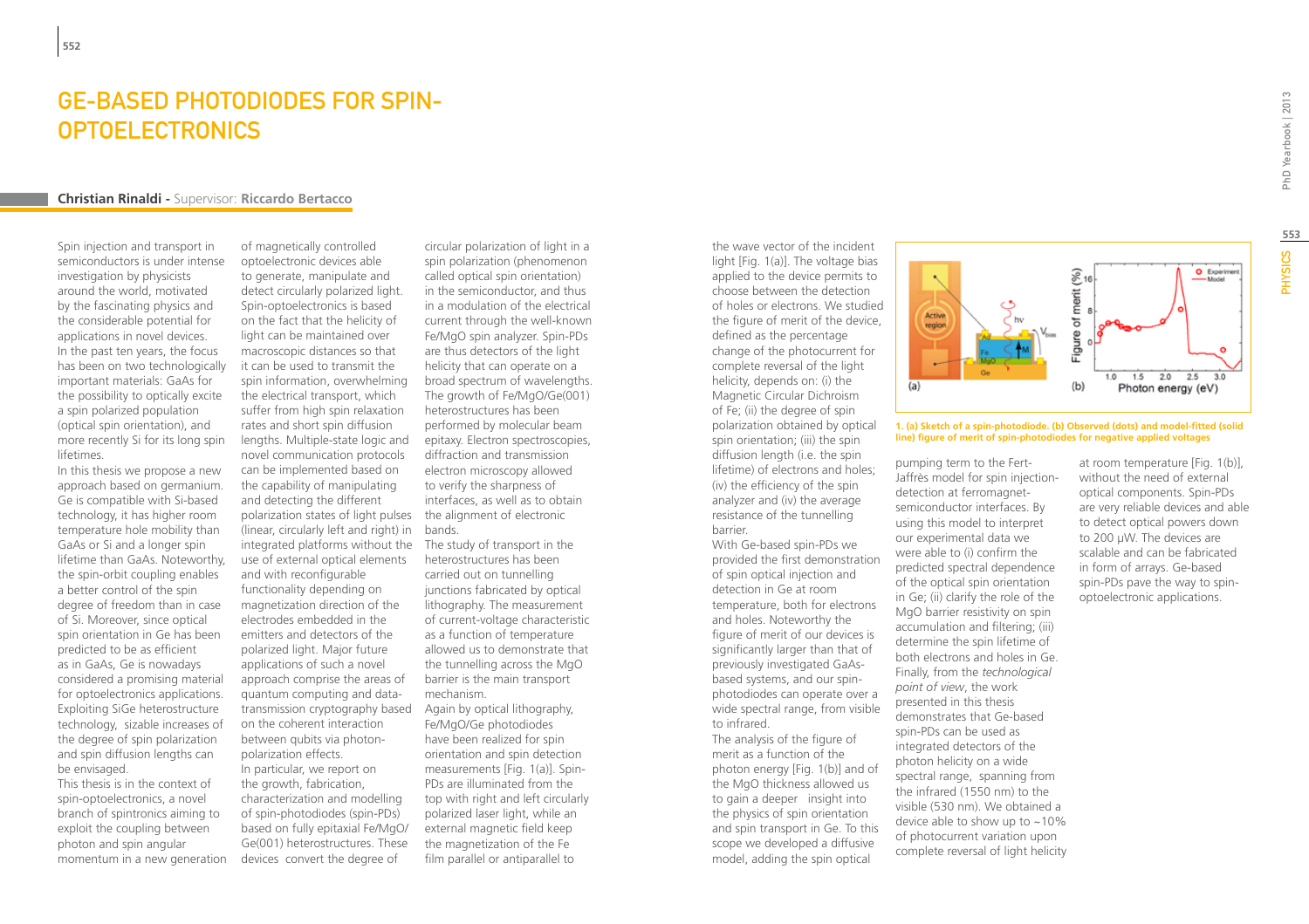# GE-BASED PHOTODIODES FOR SPIN-OPTOELECTRONICS

**Christian Rinaldi -** Supervisor: **Riccardo Bertacco**

Spin injection and transport in semiconductors is under intense investigation by physicists around the world, motivated by the fascinating physics and the considerable potential for applications in novel devices. In the past ten years, the focus has been on two technologically important materials: GaAs for the possibility to optically excite a spin polarized population (optical spin orientation), and more recently Si for its long spin lifetimes.

In this thesis we propose a new approach based on germanium. Ge is compatible with Si-based technology, it has higher room temperature hole mobility than GaAs or Si and a longer spin lifetime than GaAs. Noteworthy, the spin-orbit coupling enables a better control of the spin degree of freedom than in case of Si. Moreover, since optical spin orientation in Ge has been predicted to be as efficient as in GaAs, Ge is nowadays considered a promising material for optoelectronics applications. Exploiting SiGe heterostructure technology, sizable increases of the degree of spin polarization and spin diffusion lengths can be envisaged.

This thesis is in the context of spin-optoelectronics, a novel branch of spintronics aiming to exploit the coupling between photon and spin angular momentum in a new generation of magnetically controlled optoelectronic devices able to generate, manipulate and detect circularly polarized light. Spin-optoelectronics is based on the fact that the helicity of light can be maintained over macroscopic distances so that it can be used to transmit the spin information, overwhelming the electrical transport, which suffer from high spin relaxation rates and short spin diffusion lengths. Multiple-state logic and novel communication protocols can be implemented based on the capability of manipulating and detecting the different polarization states of light pulses (linear, circularly left and right) in integrated platforms without the use of external optical elements and with reconfigurable functionality depending on magnetization direction of the electrodes embedded in the emitters and detectors of the polarized light. Major future applications of such a novel approach comprise the areas of quantum computing and data-transmission cryptography based on the coherent interaction between qubits via photon-polarization effects.

In particular, we report on the growth, fabrication, characterization and modelling of spin-photodiodes (spin-PDs) based on fully epitaxial Fe/MgO/Ge(001) heterostructures. These devices convert the degree of circular polarization of light in a spin polarization (phenomenon called optical spin orientation) in the semiconductor, and thus in a modulation of the electrical current through the well-known Fe/MgO spin analyzer. Spin-PDs are thus detectors of the light helicity that can operate on a broad spectrum of wavelengths. The growth of Fe/MgO/Ge(001) heterostructures has been performed by molecular beam epitaxy. Electron spectroscopies, diffraction and transmission electron microscopy allowed to verify the sharpness of interfaces, as well as to obtain the alignment of electronic bands.

The study of transport in the heterostructures has been carried out on tunnelling junctions fabricated by optical lithography. The measurement of current-voltage characteristic as a function of temperature allowed us to demonstrate that the tunnelling across the MgO barrier is the main transport mechanism.

Again by optical lithography, Fe/MgO/Ge photodiodes have been realized for spin orientation and spin detection measurements [Fig. 1(a)]. Spin-PDs are illuminated from the top with right and left circularly polarized laser light, while an external magnetic field keep the magnetization of the Fe film parallel or antiparallel to the wave vector of the incident light [Fig. 1(a)]. The voltage bias applied to the device permits to choose between the detection of holes or electrons. We studied the figure of merit of the device, defined as the percentage change of the photocurrent for complete reversal of the light helicity, depends on: (i) the Magnetic Circular Dichroism of Fe; (ii) the degree of spin polarization obtained by optical spin orientation; (iii) the spin diffusion length (i.e. the spin lifetime) of electrons and holes; (iv) the efficiency of the spin analyzer and (iv) the average resistance of the tunnelling barrier.

With Ge-based spin-PDs we provided the first demonstration of spin optical injection and detection in Ge at room temperature, both for electrons and holes. Noteworthy the figure of merit of our devices is significantly larger than that of previously investigated GaAs-based systems, and our spin-photodiodes can operate over a wide spectral range, from visible to infrared.

The analysis of the figure of merit as a function of the photon energy [Fig. 1(b)] and of the MgO thickness allowed us to gain a deeper insight into the physics of spin orientation and spin transport in Ge. To this scope we developed a diffusive model, adding the spin optical pumping term to the Fert-Jaffrès model for spin injection-detection at ferromagnet-semiconductor interfaces. By using this model to interpret our experimental data we were able to (i) confirm the predicted spectral dependence of the optical spin orientation in Ge; (ii) clarify the role of the MgO barrier resistivity on spin accumulation and filtering; (iii) determine the spin lifetime of both electrons and holes in Ge. Finally, from the *technological point of view*, the work presented in this thesis demonstrates that Ge-based spin-PDs can be used as integrated detectors of the photon helicity on a wide spectral range, spanning from the infrared (1550 nm) to the visible (530 nm). We obtained a device able to show up to ~10% of photocurrent variation upon complete reversal of light helicity at room temperature [Fig. 1(b)], without the need of external optical components. Spin-PDs are very reliable devices and able to detect optical powers down to 200 μW. The devices are scalable and can be fabricated in form of arrays. Ge-based spin-PDs pave the way to spin-optoelectronic applications.

**1. (a) Sketch of a spin-photodiode. (b) Observed (dots) and model-fitted (solid line) figure of merit of spin-photodiodes for negative applied voltages**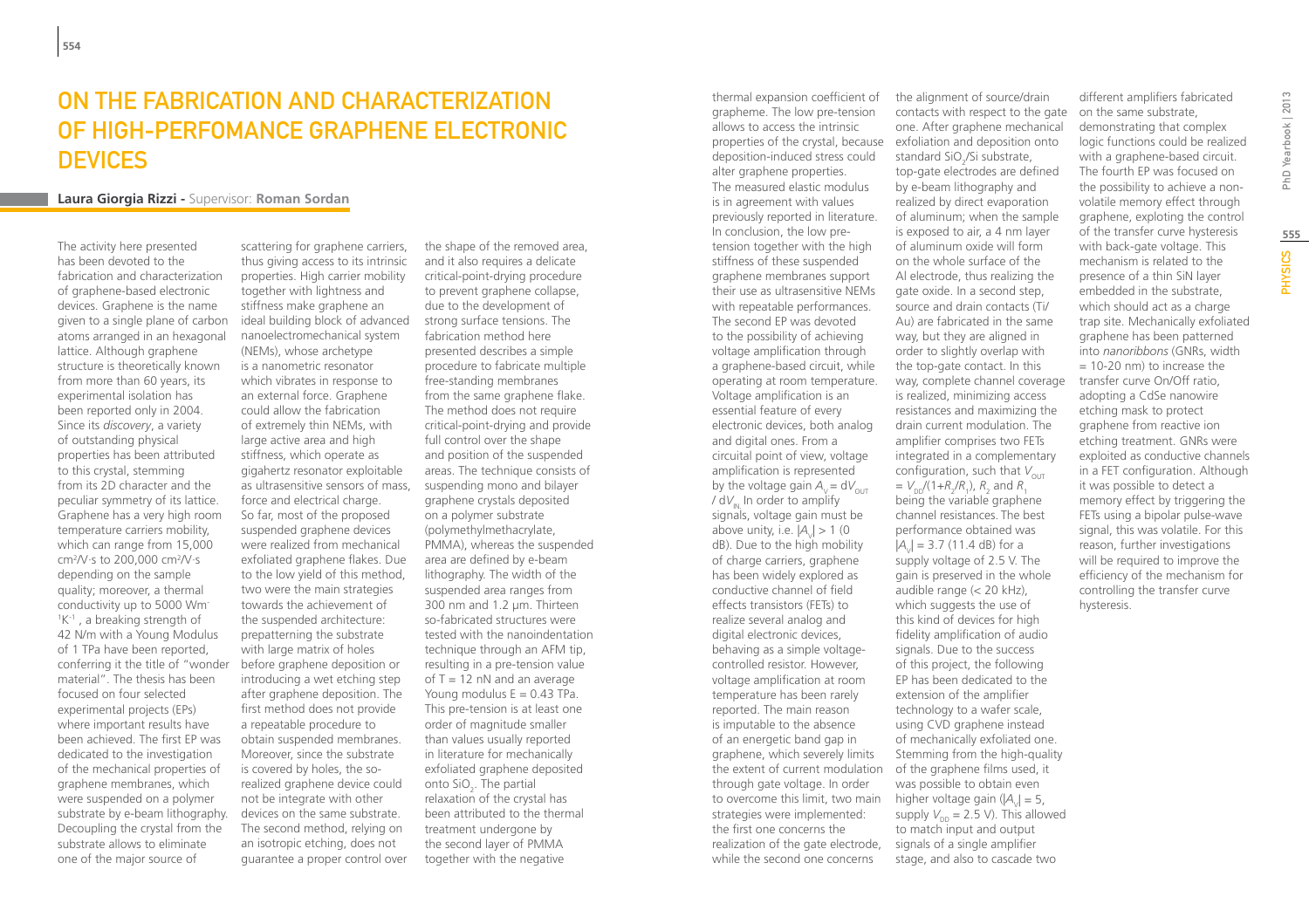# On the Fabrication and Characterization of High-Perfomance Graphene Electronic Devices

**Laura Giorgia Rizzi** - Supervisor: **Roman Sordan**

The activity here presented has been devoted to the fabrication and characterization of graphene-based electronic devices. Graphene is the name given to a single plane of carbon atoms arranged in an hexagonal lattice. Although graphene structure is theoretically known from more than 60 years, its experimental isolation has been reported only in 2004. Since its *discovery*, a variety of outstanding physical properties has been attributed to this crystal, stemming from its 2D character and the peculiar symmetry of its lattice. Graphene has a very high room temperature carriers mobility, which can range from 15,000 $cm^2/V \cdot s$ to 200,000 $cm^2/V \cdot s$ depending on the sample quality; moreover, a thermal conductivity up to 5000 $Wm^{-1}K^{-1}$, a breaking strength of 42 N/m with a Young Modulus of 1 TPa have been reported, conferring it the title of "wonder material". The thesis has been focused on four selected experimental projects (EPs) where important results have been achieved. The first EP was dedicated to the investigation of the mechanical properties of graphene membranes, which were suspended on a polymer substrate by e-beam lithography. Decoupling the crystal from the substrate allows to eliminate one of the major source of scattering for graphene carriers, thus giving access to its intrinsic properties. High carrier mobility together with lightness and stiffness make graphene an ideal building block of advanced nanoelectromechanical system (NEMs), whose archetype is a nanometric resonator which vibrates in response to an external force. Graphene could allow the fabrication of extremely thin NEMs, with large active area and high stiffness, which operate as gigahertz resonator exploitable as ultrasensitive sensors of mass, force and electrical charge. So far, most of the proposed suspended graphene devices were realized from mechanical exfoliated graphene flakes. Due to the low yield of this method, two were the main strategies towards the achievement of the suspended architecture: prepatterning the substrate with large matrix of holes before graphene deposition or introducing a wet etching step after graphene deposition. The first method does not provide a repeatable procedure to obtain suspended membranes. Moreover, since the substrate is covered by holes, the so-realized graphene device could not be integrate with other devices on the same substrate. The second method, relying on an isotropic etching, does not guarantee a proper control over the shape of the removed area, and it also requires a delicate critical-point-drying procedure to prevent graphene collapse, due to the development of strong surface tensions. The fabrication method here presented describes a simple procedure to fabricate multiple free-standing membranes from the same graphene flake. The method does not require critical-point-drying and provide full control over the shape and position of the suspended areas. The technique consists of suspending mono and bilayer graphene crystals deposited on a polymer substrate (polymethylmethacrylate, PMMA), whereas the suspended area are defined by e-beam lithography. The width of the suspended area ranges from 300 nm and 1.2 µm. Thirteen so-fabricated structures were tested with the nanoindentation technique through an AFM tip, resulting in a pre-tension value of T = 12 nN and an average Young modulus E = 0.43 TPa. This pre-tension is at least one order of magnitude smaller than values usually reported in literature for mechanically exfoliated graphene deposited onto $SiO_2$. The partial relaxation of the crystal has been attributed to the thermal treatment undergone by the second layer of PMMA together with the negative thermal expansion coefficient of grapheme. The low pre-tension allows to access the intrinsic properties of the crystal, because deposition-induced stress could alter graphene properties. The measured elastic modulus is in agreement with values previously reported in literature. In conclusion, the low pre-tension together with the high stiffness of these suspended graphene membranes support their use as ultrasensitive NEMs with repeatable performances. The second EP was devoted to the possibility of achieving voltage amplification through a graphene-based circuit, while operating at room temperature. Voltage amplification is an essential feature of every electronic devices, both analog and digital ones. From a circuital point of view, voltage amplification is represented by the voltage gain $A_V = dV_{OUT} / dV_{IN}$. In order to amplify signals, voltage gain must be above unity, i.e. $|A_V| > 1$ (0 dB). Due to the high mobility of charge carriers, graphene has been widely explored as conductive channel of field effects transistors (FETs) to realize several analog and digital electronic devices, behaving as a simple voltage-controlled resistor. However, voltage amplification at room temperature has been rarely reported. The main reason is imputable to the absence of an energetic band gap in graphene, which severely limits the extent of current modulation through gate voltage. In order to overcome this limit, two main strategies were implemented: the first one concerns the realization of the gate electrode, while the second one concerns the alignment of source/drain contacts with respect to the gate one. After graphene mechanical exfoliation and deposition onto standard $SiO_2$/Si substrate, top-gate electrodes are defined by e-beam lithography and realized by direct evaporation of aluminum; when the sample is exposed to air, a 4 nm layer of aluminum oxide will form on the whole surface of the Al electrode, thus realizing the gate oxide. In a second step, source and drain contacts (Ti/Au) are fabricated in the same way, but they are aligned in order to slightly overlap with the top-gate contact. In this way, complete channel coverage is realized, minimizing access resistances and maximizing the drain current modulation. The amplifier comprises two FETs integrated in a complementary configuration, such that $V_{OUT} = V_{DD}/(1+R_2/R_1)$, $R_2$ and $R_1$ being the variable graphene channel resistances. The best performance obtained was $|A_V| = 3.7$ (11.4 dB) for a supply voltage of 2.5 V. The gain is preserved in the whole audible range (< 20 kHz), which suggests the use of this kind of devices for high fidelity amplification of audio signals. Due to the success of this project, the following EP has been dedicated to the extension of the amplifier technology to a wafer scale, using CVD graphene instead of mechanically exfoliated one. Stemming from the high-quality of the graphene films used, it was possible to obtain even higher voltage gain ($|A_V| = 5$, supply $V_{DD} = 2.5$ V). This allowed to match input and output signals of a single amplifier stage, and also to cascade two different amplifiers fabricated on the same substrate, demonstrating that complex logic functions could be realized with a graphene-based circuit. The fourth EP was focused on the possibility to achieve a non-volatile memory effect through graphene, exploiting the control of the transfer curve hysteresis with back-gate voltage. This mechanism is related to the presence of a thin SiN layer embedded in the substrate, which should act as a charge trap site. Mechanically exfoliated graphene has been patterned into *nanoribbons* (GNRs, width = 10-20 nm) to increase the transfer curve On/Off ratio, adopting a CdSe nanowire etching mask to protect graphene from reactive ion etching treatment. GNRs were exploited as conductive channels in a FET configuration. Although it was possible to detect a memory effect by triggering the FETs using a bipolar pulse-wave signal, this was volatile. For this reason, further investigations will be required to improve the efficiency of the mechanism for controlling the transfer curve hysteresis.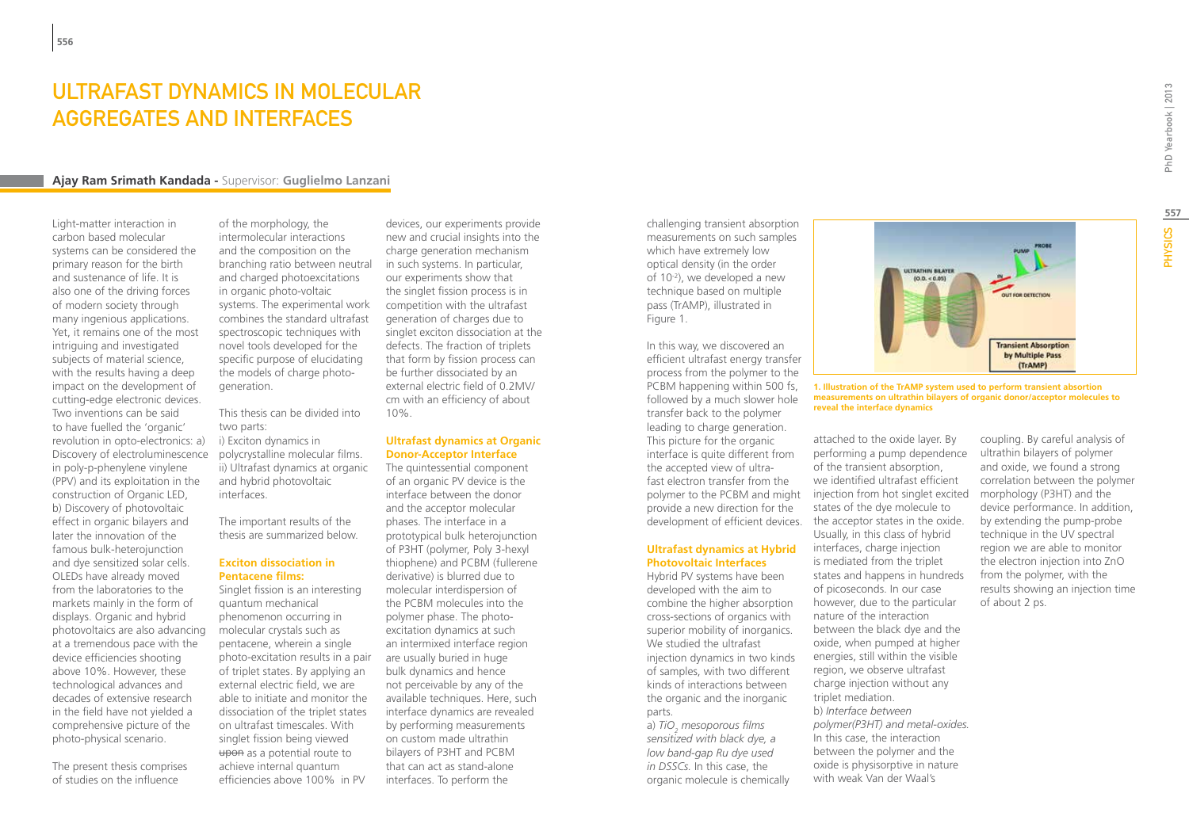# ULTRAFAST DYNAMICS IN MOLECULAR AGGREGATES AND INTERFACES

**Ajay Ram Srimath Kandada** - Supervisor: **Guglielmo Lanzani**

Light-matter interaction in carbon based molecular systems can be considered the primary reason for the birth and sustenance of life. It is also one of the driving forces of modern society through many ingenious applications. Yet, it remains one of the most intriguing and investigated subjects of material science, with the results having a deep impact on the development of cutting-edge electronic devices. Two inventions can be said to have fuelled the 'organic' revolution in opto-electronics: a) Discovery of electroluminescence in poly-p-phenylene vinylene (PPV) and its exploitation in the construction of Organic LED, b) Discovery of photovoltaic effect in organic bilayers and later the innovation of the famous bulk-heterojunction and dye sensitized solar cells. OLEDs have already moved from the laboratories to the markets mainly in the form of displays. Organic and hybrid photovoltaics are also advancing at a tremendous pace with the device efficiencies shooting above 10%. However, these technological advances and decades of extensive research in the field have not yielded a comprehensive picture of the photo-physical scenario.

The present thesis comprises of studies on the influence of the morphology, the intermolecular interactions and the composition on the branching ratio between neutral and charged photoexcitations in organic photo-voltaic systems. The experimental work combines the standard ultrafast spectroscopic techniques with novel tools developed for the specific purpose of elucidating the models of charge photo-generation.

This thesis can be divided into two parts:
i) Exciton dynamics in polycrystalline molecular films.
ii) Ultrafast dynamics at organic and hybrid photovoltaic interfaces.

The important results of the thesis are summarized below.

### Exciton dissociation in Pentacene films:

Singlet fission is an interesting quantum mechanical phenomenon occurring in molecular crystals such as pentacene, wherein a single photo-excitation results in a pair of triplet states. By applying an external electric field, we are able to initiate and monitor the dissociation of the triplet states on ultrafast timescales. With singlet fission being viewed ~~upon~~ as a potential route to achieve internal quantum efficiencies above 100% in PV devices, our experiments provide new and crucial insights into the charge generation mechanism in such systems. In particular, our experiments show that the singlet fission process is in competition with the ultrafast generation of charges due to singlet exciton dissociation at the defects. The fraction of triplets that form by fission process can be further dissociated by an external electric field of 0.2MV/cm with an efficiency of about 10%.

### Ultrafast dynamics at Organic Donor-Acceptor Interface

The quintessential component of an organic PV device is the interface between the donor and the acceptor molecular phases. The interface in a prototypical bulk heterojunction of P3HT (polymer, Poly 3-hexyl thiophene) and PCBM (fullerene derivative) is blurred due to molecular interdispersion of the PCBM molecules into the polymer phase. The photoexcitation dynamics at such an intermixed interface region are usually buried in huge bulk dynamics and hence not perceivable by any of the available techniques. Here, such interface dynamics are revealed by performing measurements on custom made ultrathin bilayers of P3HT and PCBM that can act as stand-alone interfaces. To perform the challenging transient absorption measurements on such samples which have extremely low optical density (in the order of $10^{-2}$), we developed a new technique based on multiple pass (TrAMP), illustrated in Figure 1.

In this way, we discovered an efficient ultrafast energy transfer process from the polymer to the PCBM happening within 500 fs, followed by a much slower hole transfer back to the polymer leading to charge generation. This picture for the organic interface is quite different from the accepted view of ultra-fast electron transfer from the polymer to the PCBM and might provide a new direction for the development of efficient devices.

**1. Illustration of the TrAMP system used to perform transient absorption measurements on ultrathin bilayers of organic donor/acceptor molecules to reveal the interface dynamics**

### Ultrafast dynamics at Hybrid Photovoltaic Interfaces

Hybrid PV systems have been developed with the aim to combine the higher absorption cross-sections of organics with superior mobility of inorganics. We studied the ultrafast injection dynamics in two kinds of samples, with two different kinds of interactions between the organic and the inorganic parts.

a) *$TiO_2$ mesoporous films sensitized with black dye, a low band-gap Ru dye used in DSSCs.* In this case, the organic molecule is chemically attached to the oxide layer. By performing a pump dependence of the transient absorption, we identified ultrafast efficient injection from hot singlet excited states of the dye molecule to the acceptor states in the oxide. Usually, in this class of hybrid interfaces, charge injection is mediated from the triplet states and happens in hundreds of picoseconds. In our case however, due to the particular nature of the interaction between the black dye and the oxide, when pumped at higher energies, still within the visible region, we observe ultrafast charge injection without any triplet mediation.

b) *Interface between polymer(P3HT) and metal-oxides.* In this case, the interaction between the polymer and the oxide is physisorptive in nature with weak Van der Waal's coupling. By careful analysis of ultrathin bilayers of polymer and oxide, we found a strong correlation between the polymer morphology (P3HT) and the device performance. In addition, by extending the pump-probe technique in the UV spectral region we are able to monitor the electron injection into ZnO from the polymer, with the results showing an injection time of about 2 ps.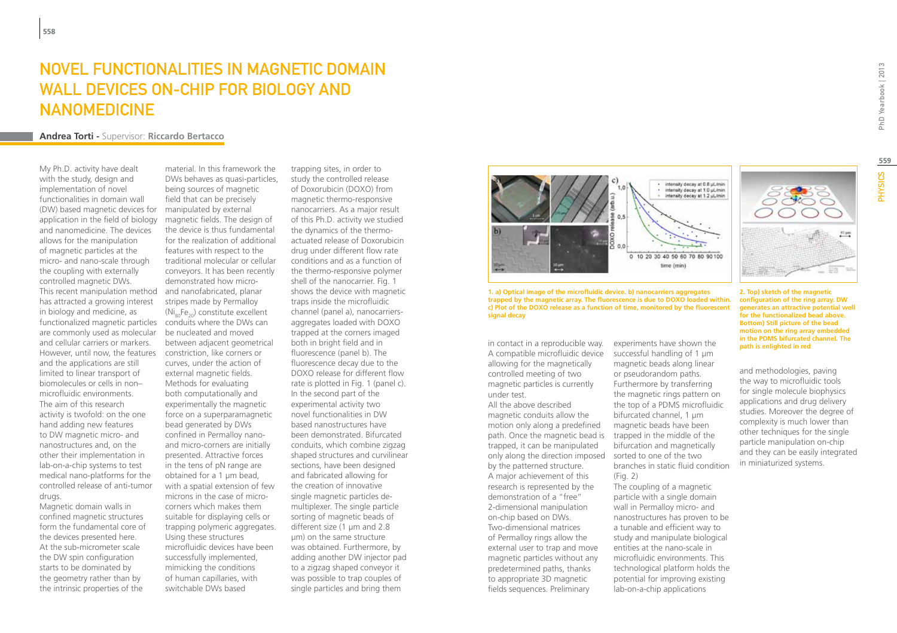# NOVEL FUNCTIONALITIES IN MAGNETIC DOMAIN WALL DEVICES ON-CHIP FOR BIOLOGY AND NANOMEDICINE

**Andrea Torti** - Supervisor: **Riccardo Bertacco**

My Ph.D. activity have dealt with the study, design and implementation of novel functionalities in domain wall (DW) based magnetic devices for application in the field of biology and nanomedicine. The devices allows for the manipulation of magnetic particles at the micro- and nano-scale through the coupling with externally controlled magnetic DWs. This recent manipulation method has attracted a growing interest in biology and medicine, as functionalized magnetic particles are commonly used as molecular and cellular carriers or markers. However, until now, the features and the applications are still limited to linear transport of biomolecules or cells in non–microfluidic environments. The aim of this research activity is twofold: on the one hand adding new features to DW magnetic micro- and nanostructures and, on the other their implementation in lab-on-a-chip systems to test medical nano-platforms for the controlled release of anti-tumor drugs.

Magnetic domain walls in confined magnetic structures form the fundamental core of the devices presented here. At the sub-micrometer scale the DW spin configuration starts to be dominated by the geometry rather than by the intrinsic properties of the material. In this framework the DWs behaves as quasi-particles, being sources of magnetic field that can be precisely manipulated by external magnetic fields. The design of the device is thus fundamental for the realization of additional features with respect to the traditional molecular or cellular conveyors. It has been recently demonstrated how micro- and nanofabricated, planar stripes made by Permalloy ($Ni_{80}Fe_{20}$) constitute excellent conduits where the DWs can be nucleated and moved between adjacent geometrical constriction, like corners or curves, under the action of external magnetic fields. Methods for evaluating both computationally and experimentally the magnetic force on a superparamagnetic bead generated by DWs confined in Permalloy nano- and micro-corners are initially presented. Attractive forces in the tens of pN range are obtained for a 1 μm bead, with a spatial extension of few microns in the case of micro-corners which makes them suitable for displaying cells or trapping polymeric aggregates. Using these structures microfluidic devices have been successfully implemented, mimicking the conditions of human capillaries, with switchable DWs based trapping sites, in order to study the controlled release of Doxorubicin (DOXO) from magnetic thermo-responsive nanocarriers. As a major result of this Ph.D. activity we studied the dynamics of the thermo-actuated release of Doxorubicin drug under different flow rate conditions and as a function of the thermo-responsive polymer shell of the nanocarrier. Fig. 1 shows the device with magnetic traps inside the microfluidic channel (panel a), nanocarriers-aggregates loaded with DOXO trapped at the corners imaged both in bright field and in fluorescence (panel b). The fluorescence decay due to the DOXO release for different flow rate is plotted in Fig. 1 (panel c). In the second part of the experimental activity two novel functionalities in DW based nanostructures have been demonstrated. Bifurcated conduits, which combine zigzag shaped structures and curvilinear sections, have been designed and fabricated allowing for the creation of innovative single magnetic particles de-multiplexer. The single particle sorting of magnetic beads of different size (1 μm and 2.8 μm) on the same structure was obtained. Furthermore, by adding another DW injector pad to a zigzag shaped conveyor it was possible to trap couples of single particles and bring them in contact in a reproducible way. A compatible microfluidic device allowing for the magnetically controlled meeting of two magnetic particles is currently under test.

All the above described magnetic conduits allow the motion only along a predefined path. Once the magnetic bead is trapped, it can be manipulated only along the direction imposed by the patterned structure. A major achievement of this research is represented by the demonstration of a "free" 2-dimensional manipulation on-chip based on DWs. Two-dimensional matrices of Permalloy rings allow the external user to trap and move magnetic particles without any predetermined paths, thanks to appropriate 3D magnetic fields sequences. Preliminary experiments have shown the successful handling of 1 μm magnetic beads along linear or pseudorandom paths. Furthermore by transferring the magnetic rings pattern on the top of a PDMS microfluidic bifurcated channel, 1 μm magnetic beads have been trapped in the middle of the bifurcation and magnetically sorted to one of the two branches in static fluid condition (Fig. 2)

The coupling of a magnetic particle with a single domain wall in Permalloy micro- and nanostructures has proven to be a tunable and efficient way to study and manipulate biological entities at the nano-scale in microfluidic environments. This technological platform holds the potential for improving existing lab-on-a-chip applications and methodologies, paving the way to microfluidic tools for single molecule biophysics applications and drug delivery studies. Moreover the degree of complexity is much lower than other techniques for the single particle manipulation on-chip and they can be easily integrated in miniaturized systems.

**1. a) Optical image of the microfluidic device. b) nanocarriers aggregates trapped by the magnetic array. The fluorescence is due to DOXO loaded within. c) Plot of the DOXO release as a function of time, monitored by the fluorescent signal decay**

**2. Top) sketch of the magnetic configuration of the ring array. DW generates an attractive potential well for the functionalized bead above. Bottom) Still picture of the bead motion on the ring array embedded in the PDMS bifurcated channel. The path is enlighted in red**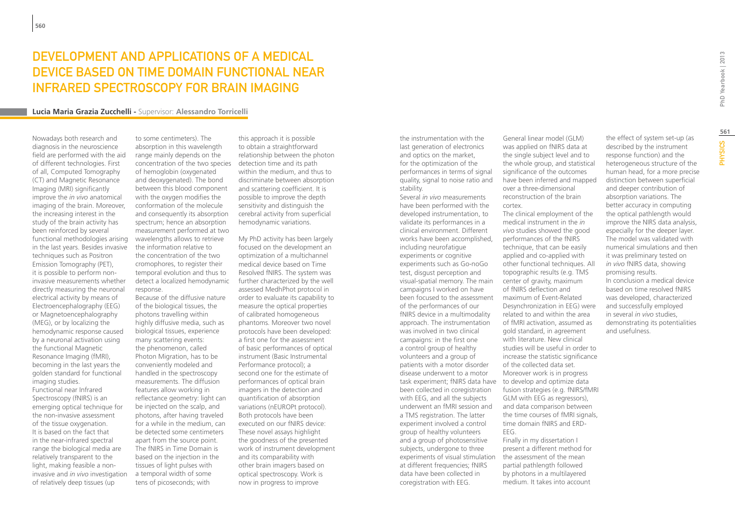# Development and Applications of a Medical Device Based on Time Domain Functional Near Infrared Spectroscopy for Brain Imaging

**Lucia Maria Grazia Zucchelli** - Supervisor: **Alessandro Torricelli**

Nowadays both research and diagnosis in the neuroscience field are performed with the aid of different technologies. First of all, Computed Tomography (CT) and Magnetic Resonance Imaging (MRI) significantly improve the *in vivo* anatomical imaging of the brain. Moreover, the increasing interest in the study of the brain activity has been reinforced by several functional methodologies arising in the last years. Besides invasive techniques such as Positron Emission Tomography (PET), it is possible to perform non-invasive measurements whether directly measuring the neuronal electrical activity by means of Electroencephalography (EEG) or Magnetoencephalography (MEG), or by localizing the hemodynamic response caused by a neuronal activation using the functional Magnetic Resonance Imaging (fMRI), becoming in the last years the golden standard for functional imaging studies.

Functional near Infrared Spectroscopy (fNIRS) is an emerging optical technique for the non-invasive assessment of the tissue oxygenation. It is based on the fact that in the near-infrared spectral range the biological media are relatively transparent to the light, making feasible a non-invasive and *in vivo* investigation of relatively deep tissues (up to some centimeters). The absorption in this wavelength range mainly depends on the concentration of the two species of hemoglobin (oxygenated and deoxygenated). The bond between this blood component with the oxygen modifies the conformation of the molecule and consequently its absorption spectrum; hence an absorption measurement performed at two wavelengths allows to retrieve the information relative to the concentration of the two cromophores, to register their temporal evolution and thus to detect a localized hemodynamic response.

Because of the diffusive nature of the biological tissues, the photons travelling within highly diffusive media, such as biological tissues, experience many scattering events: the phenomenon, called Photon Migration, has to be conveniently modeled and handled in the spectroscopy measurements. The diffusion features allow working in reflectance geometry: light can be injected on the scalp, and photons, after having traveled for a while in the medium, can be detected some centimeters apart from the source point. The fNIRS in Time Domain is based on the injection in the tissues of light pulses with a temporal width of some tens of picoseconds; with this approach it is possible to obtain a straightforward relationship between the photon detection time and its path within the medium, and thus to discriminate between absorption and scattering coefficient. It is possible to improve the depth sensitivity and distinguish the cerebral activity from superficial hemodynamic variations.

My PhD activity has been largely focused on the development an optimization of a multichannel medical device based on Time Resolved fNIRS. The system was further characterized by the well assessed MedhPhot protocol in order to evaluate its capability to measure the optical properties of calibrated homogeneous phantoms. Moreover two novel protocols have been developed: a first one for the assessment of basic performances of optical instrument (Basic Instrumental Performance protocol); a second one for the estimate of performances of optical brain imagers in the detection and quantification of absorption variations (nEUROPt protocol). Both protocols have been executed on our fNIRS device: These novel assays highlight the goodness of the presented work of instrument development and its comparability with other brain imagers based on optical spectroscopy. Work is now in progress to improve the instrumentation with the last generation of electronics and optics on the market, for the optimization of the performances in terms of signal quality, signal to noise ratio and stability.

Several *in vivo* measurements have been performed with the developed instrumentation, to validate its performances in a clinical environment. Different works have been accomplished, including neurofatigue experiments or cognitive experiments such as Go-noGo test, disgust perception and visual-spatial memory. The main campaigns I worked on have been focused to the assessment of the performances of our fNIRS device in a multimodality approach. The instrumentation was involved in two clinical campaigns: in the first one a control group of healthy volunteers and a group of patients with a motor disorder disease underwent to a motor task experiment; fNIRS data have been collected in coregistration with EEG, and all the subjects underwent an fMRI session and a TMS registration. The latter experiment involved a control group of healthy volunteers and a group of photosensitive subjects, undergone to three experiments of visual stimulation at different frequencies; fNIRS data have been collected in coregistration with EEG.

General linear model (GLM) was applied on fNIRS data at the single subject level and to the whole group, and statistical significance of the outcomes have been inferred and mapped over a three-dimensional reconstruction of the brain cortex.

The clinical employment of the medical instrument in the *in vivo* studies showed the good performances of the fNIRS technique, that can be easily applied and co-applied with other functional techniques. All topographic results (e.g. TMS center of gravity, maximum of fNIRS deflection and maximum of Event-Related Desynchronization in EEG) were related to and within the area of fMRI activation, assumed as gold standard, in agreement with literature. New clinical studies will be useful in order to increase the statistic significance of the collected data set. Moreover work is in progress to develop and optimize data fusion strategies (e.g. fNIRS/fMRI GLM with EEG as regressors), and data comparison between the time courses of fMRI signals, time domain fNIRS and ERD-EEG.

Finally in my dissertation I present a different method for the assessment of the mean partial pathlength followed by photons in a multilayered medium. It takes into account the effect of system set-up (as described by the instrument response function) and the heterogeneous structure of the human head, for a more precise distinction between superficial and deeper contribution of absorption variations. The better accuracy in computing the optical pathlength would improve the NIRS data analysis, especially for the deeper layer. The model was validated with numerical simulations and then it was preliminary tested on *in vivo* fNIRS data, showing promising results.

In conclusion a medical device based on time resolved fNIRS was developed, characterized and successfully employed in several *in vivo* studies, demonstrating its potentialities and usefulness.